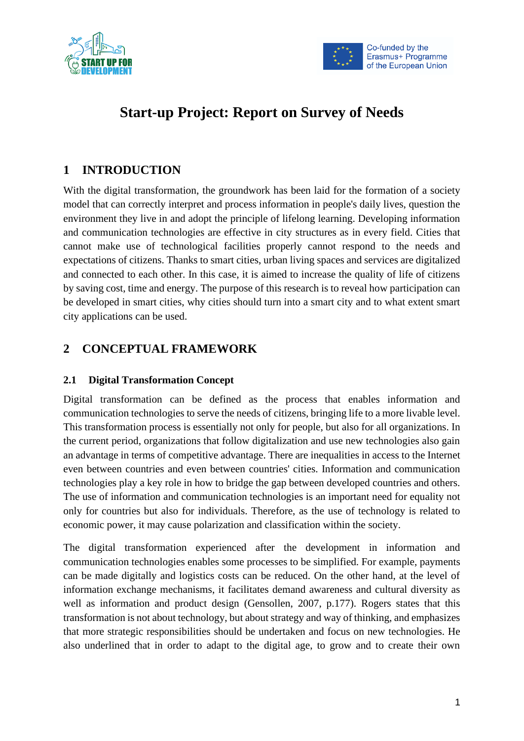# Start-up Project: Report on Survey of Needs

## 1 INTRODUCTION

With the digital transformation, the groundwork has been laid for the formation of a society model that can correctly interpret and process information in people's daily lives, question the environment they live in and adopt the principle of lifelong learning. Developing information and communication technologies are effective in city structures as in every field. Cities that cannot make use of technological facilities properly cannot respond to the needs and expectations of citizens. Thanks to smart cities, urban living spaces and services are digitalized and connected to each other. In this case, it is aimed to increase the quality of life of citizens by saving cost, time and energy. The purpose of this research is to reveal how participation can be developed in smart cities, why cities should turn into a smart city and to what extent smart city applications can be used.

## 2 CONCEPTUAL FRAMEWORK

### 2.1 Digital Transformation Concept

Digital transformation can be defined as the process that enables information and communication technologies to serve the needs of citizens, bringing life to a more livable level. This transformation process is essentially not only for people, but also for all organizations. In the current period, organizations that follow digitalization and use new technologies also gain an advantage in terms of competitive advantage. There are inequalities in access to the Internet even between countries and even between countries' cities. Information and communication technologies play a key role in how to bridge the gap between developed countries and others. The use of information and communication technologies is an important need for equality not only for countries but also for individuals. Therefore, as the use of technology is related to economic power, it may cause polarization and classification within the society.

The digital transformation experienced after the development in information and communication technologies enables some processes to be simplified. For example, payments can be made digitally and logistics costs can be reduced. On the other hand, at the level of information exchange mechanisms, it facilitates demand awareness and cultural diversity as well as information and product design (Gensollen, 2007, p.177). Rogers states that this transformation is not about technology, but about strategy and way of thinking, and emphasizes that more strategic responsibilities should be undertaken and focus on new technologies. He also underlined that in order to adapt to the digital age, to grow and to create their own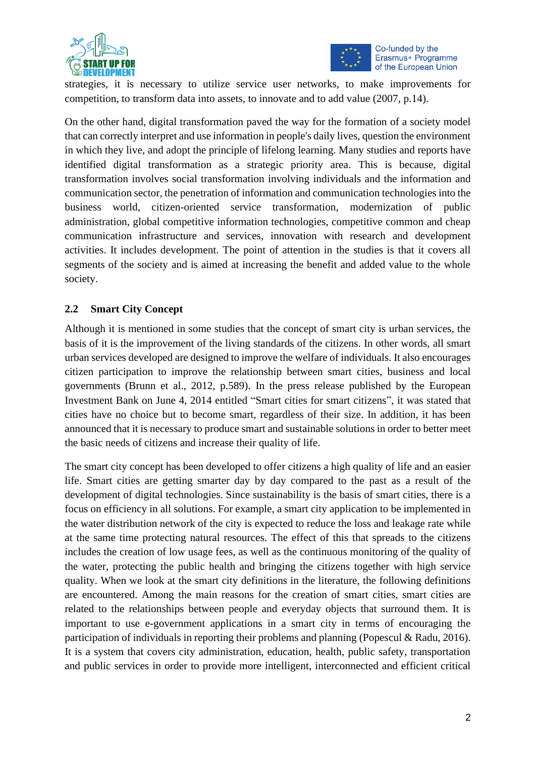strategies, it is necessary to utilize service user networks, to make improvements for competition, to transform data into assets, to innovate and to add value (2007, p.14).

On the other hand, digital transformation paved the way for the formation of a society model that can correctly interpret and use information in people's daily lives, question the environment in which they live, and adopt the principle of lifelong learning. Many studies and reports have identified digital transformation as a strategic priority area. This is because, digital transformation involves social transformation involving individuals and the information and communication sector, the penetration of information and communication technologies into the business world, citizen-oriented service transformation, modernization of public administration, global competitive information technologies, competitive common and cheap communication infrastructure and services, innovation with research and development activities. It includes development. The point of attention in the studies is that it covers all segments of the society and is aimed at increasing the benefit and added value to the whole society.

## 2.2 Smart City Concept

Although it is mentioned in some studies that the concept of smart city is urban services, the basis of it is the improvement of the living standards of the citizens. In other words, all smart urban services developed are designed to improve the welfare of individuals. It also encourages citizen participation to improve the relationship between smart cities, business and local governments (Brunn et al., 2012, p.589). In the press release published by the European Investment Bank on June 4, 2014 entitled "Smart cities for smart citizens", it was stated that cities have no choice but to become smart, regardless of their size. In addition, it has been announced that it is necessary to produce smart and sustainable solutions in order to better meet the basic needs of citizens and increase their quality of life.

The smart city concept has been developed to offer citizens a high quality of life and an easier life. Smart cities are getting smarter day by day compared to the past as a result of the development of digital technologies. Since sustainability is the basis of smart cities, there is a focus on efficiency in all solutions. For example, a smart city application to be implemented in the water distribution network of the city is expected to reduce the loss and leakage rate while at the same time protecting natural resources. The effect of this that spreads to the citizens includes the creation of low usage fees, as well as the continuous monitoring of the quality of the water, protecting the public health and bringing the citizens together with high service quality. When we look at the smart city definitions in the literature, the following definitions are encountered. Among the main reasons for the creation of smart cities, smart cities are related to the relationships between people and everyday objects that surround them. It is important to use e-government applications in a smart city in terms of encouraging the participation of individuals in reporting their problems and planning (Popescul & Radu, 2016). It is a system that covers city administration, education, health, public safety, transportation and public services in order to provide more intelligent, interconnected and efficient critical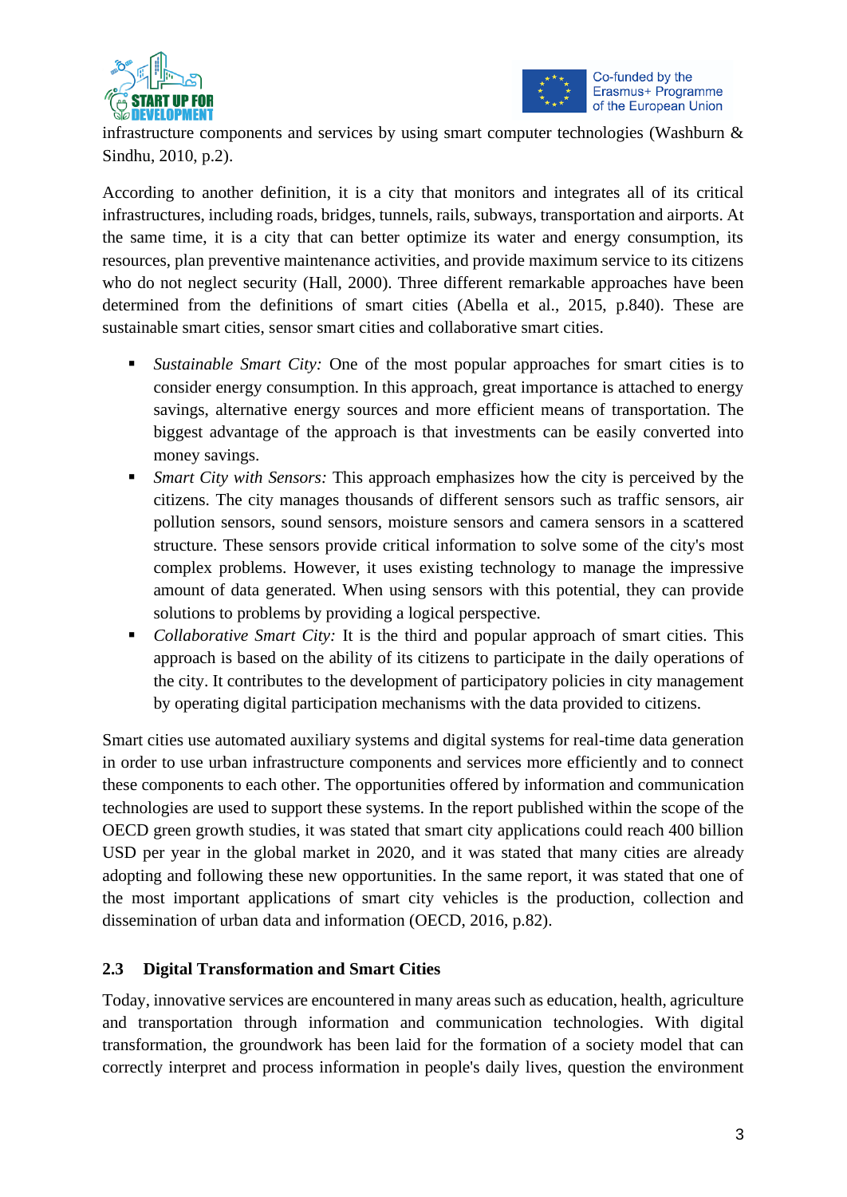infrastructure components and services by using smart computer technologies (Washburn & Sindhu, 2010, p.2).

According to another definition, it is a city that monitors and integrates all of its critical infrastructures, including roads, bridges, tunnels, rails, subways, transportation and airports. At the same time, it is a city that can better optimize its water and energy consumption, its resources, plan preventive maintenance activities, and provide maximum service to its citizens who do not neglect security (Hall, 2000). Three different remarkable approaches have been determined from the definitions of smart cities (Abella et al., 2015, p.840). These are sustainable smart cities, sensor smart cities and collaborative smart cities.

- *Sustainable Smart City:* One of the most popular approaches for smart cities is to consider energy consumption. In this approach, great importance is attached to energy savings, alternative energy sources and more efficient means of transportation. The biggest advantage of the approach is that investments can be easily converted into money savings.
- *Smart City with Sensors:* This approach emphasizes how the city is perceived by the citizens. The city manages thousands of different sensors such as traffic sensors, air pollution sensors, sound sensors, moisture sensors and camera sensors in a scattered structure. These sensors provide critical information to solve some of the city's most complex problems. However, it uses existing technology to manage the impressive amount of data generated. When using sensors with this potential, they can provide solutions to problems by providing a logical perspective.
- *Collaborative Smart City:* It is the third and popular approach of smart cities. This approach is based on the ability of its citizens to participate in the daily operations of the city. It contributes to the development of participatory policies in city management by operating digital participation mechanisms with the data provided to citizens.

Smart cities use automated auxiliary systems and digital systems for real-time data generation in order to use urban infrastructure components and services more efficiently and to connect these components to each other. The opportunities offered by information and communication technologies are used to support these systems. In the report published within the scope of the OECD green growth studies, it was stated that smart city applications could reach 400 billion USD per year in the global market in 2020, and it was stated that many cities are already adopting and following these new opportunities. In the same report, it was stated that one of the most important applications of smart city vehicles is the production, collection and dissemination of urban data and information (OECD, 2016, p.82).

### 2.3 Digital Transformation and Smart Cities

Today, innovative services are encountered in many areas such as education, health, agriculture and transportation through information and communication technologies. With digital transformation, the groundwork has been laid for the formation of a society model that can correctly interpret and process information in people's daily lives, question the environment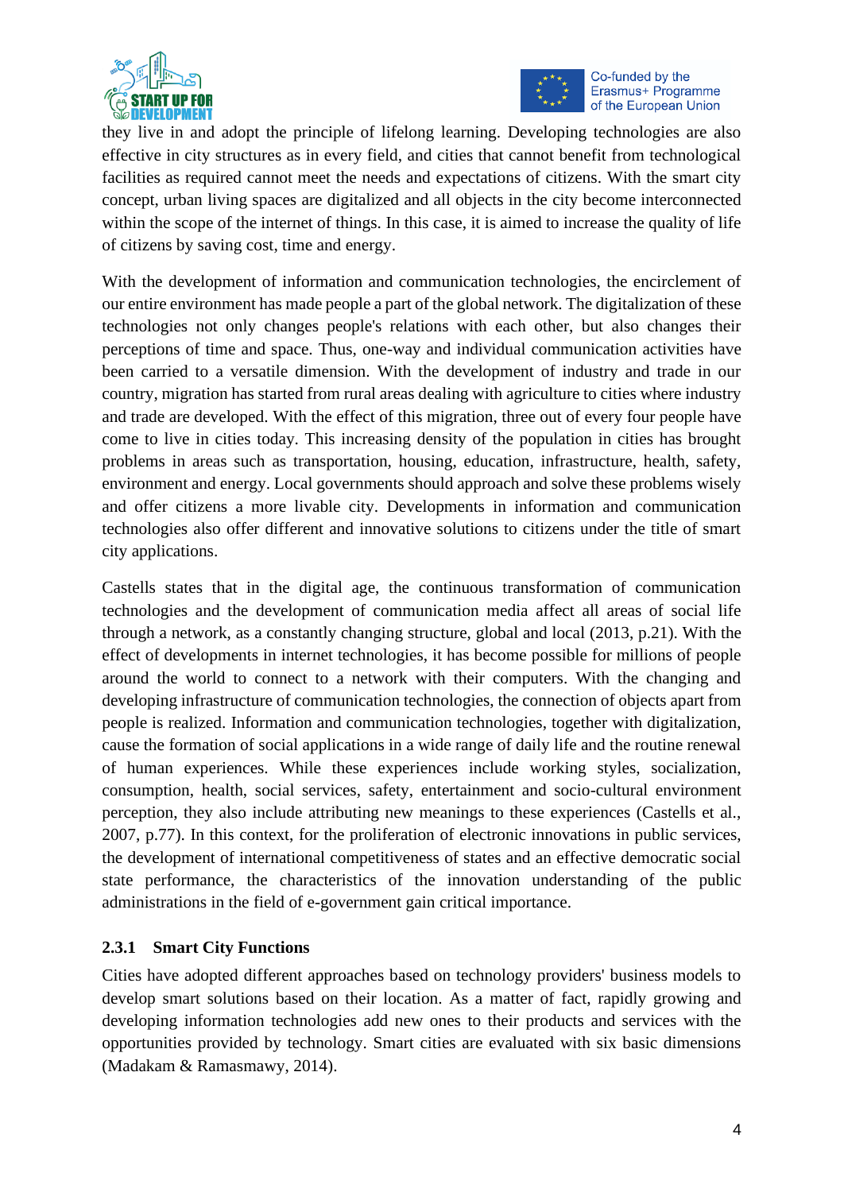they live in and adopt the principle of lifelong learning. Developing technologies are also effective in city structures as in every field, and cities that cannot benefit from technological facilities as required cannot meet the needs and expectations of citizens. With the smart city concept, urban living spaces are digitalized and all objects in the city become interconnected within the scope of the internet of things. In this case, it is aimed to increase the quality of life of citizens by saving cost, time and energy.

With the development of information and communication technologies, the encirclement of our entire environment has made people a part of the global network. The digitalization of these technologies not only changes people's relations with each other, but also changes their perceptions of time and space. Thus, one-way and individual communication activities have been carried to a versatile dimension. With the development of industry and trade in our country, migration has started from rural areas dealing with agriculture to cities where industry and trade are developed. With the effect of this migration, three out of every four people have come to live in cities today. This increasing density of the population in cities has brought problems in areas such as transportation, housing, education, infrastructure, health, safety, environment and energy. Local governments should approach and solve these problems wisely and offer citizens a more livable city. Developments in information and communication technologies also offer different and innovative solutions to citizens under the title of smart city applications.

Castells states that in the digital age, the continuous transformation of communication technologies and the development of communication media affect all areas of social life through a network, as a constantly changing structure, global and local (2013, p.21). With the effect of developments in internet technologies, it has become possible for millions of people around the world to connect to a network with their computers. With the changing and developing infrastructure of communication technologies, the connection of objects apart from people is realized. Information and communication technologies, together with digitalization, cause the formation of social applications in a wide range of daily life and the routine renewal of human experiences. While these experiences include working styles, socialization, consumption, health, social services, safety, entertainment and socio-cultural environment perception, they also include attributing new meanings to these experiences (Castells et al., 2007, p.77). In this context, for the proliferation of electronic innovations in public services, the development of international competitiveness of states and an effective democratic social state performance, the characteristics of the innovation understanding of the public administrations in the field of e-government gain critical importance.

### 2.3.1 Smart City Functions

Cities have adopted different approaches based on technology providers' business models to develop smart solutions based on their location. As a matter of fact, rapidly growing and developing information technologies add new ones to their products and services with the opportunities provided by technology. Smart cities are evaluated with six basic dimensions (Madakam & Ramasmawy, 2014).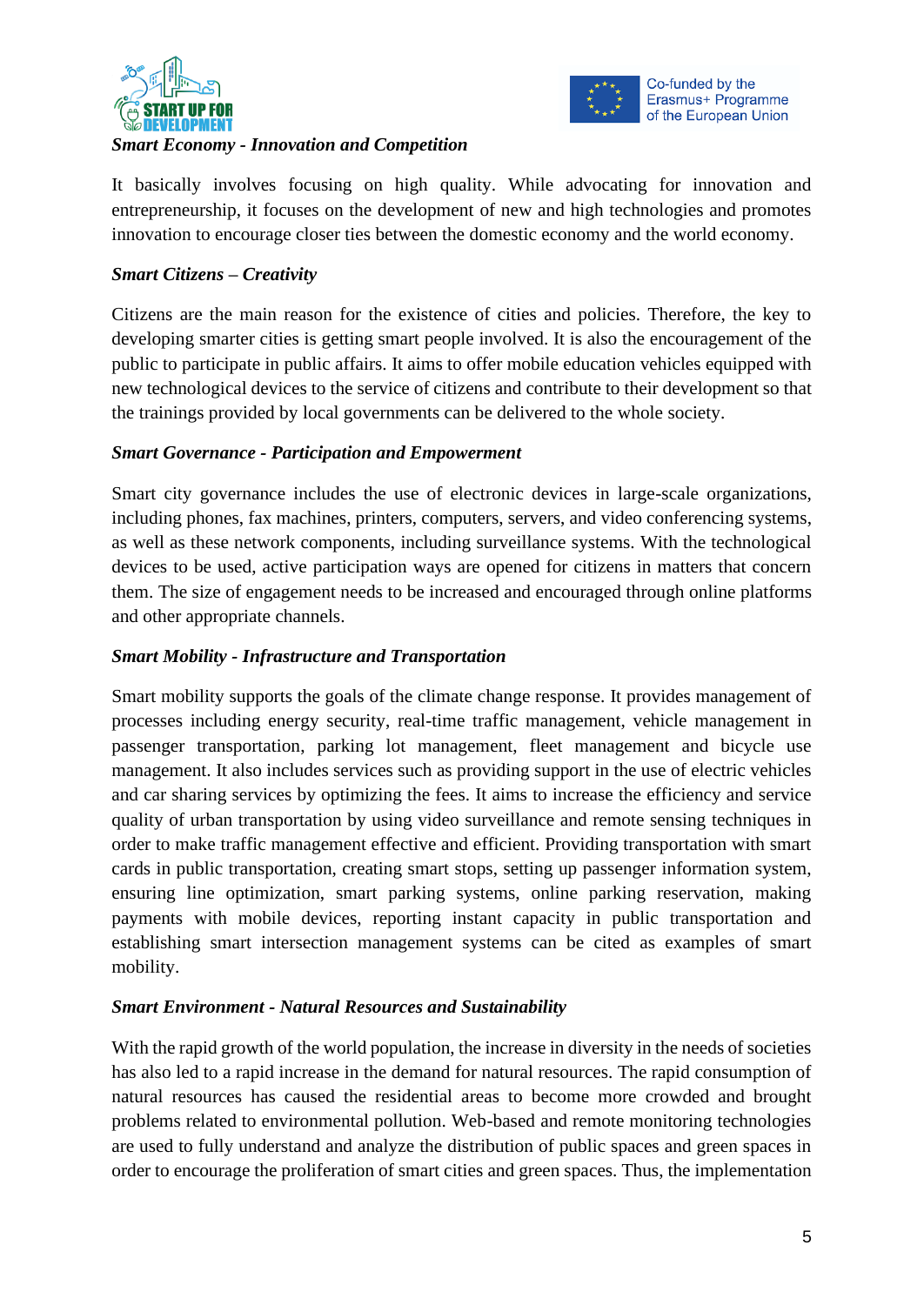***Smart Economy - Innovation and Competition***

It basically involves focusing on high quality. While advocating for innovation and entrepreneurship, it focuses on the development of new and high technologies and promotes innovation to encourage closer ties between the domestic economy and the world economy.

***Smart Citizens – Creativity***

Citizens are the main reason for the existence of cities and policies. Therefore, the key to developing smarter cities is getting smart people involved. It is also the encouragement of the public to participate in public affairs. It aims to offer mobile education vehicles equipped with new technological devices to the service of citizens and contribute to their development so that the trainings provided by local governments can be delivered to the whole society.

***Smart Governance - Participation and Empowerment***

Smart city governance includes the use of electronic devices in large-scale organizations, including phones, fax machines, printers, computers, servers, and video conferencing systems, as well as these network components, including surveillance systems. With the technological devices to be used, active participation ways are opened for citizens in matters that concern them. The size of engagement needs to be increased and encouraged through online platforms and other appropriate channels.

***Smart Mobility - Infrastructure and Transportation***

Smart mobility supports the goals of the climate change response. It provides management of processes including energy security, real-time traffic management, vehicle management in passenger transportation, parking lot management, fleet management and bicycle use management. It also includes services such as providing support in the use of electric vehicles and car sharing services by optimizing the fees. It aims to increase the efficiency and service quality of urban transportation by using video surveillance and remote sensing techniques in order to make traffic management effective and efficient. Providing transportation with smart cards in public transportation, creating smart stops, setting up passenger information system, ensuring line optimization, smart parking systems, online parking reservation, making payments with mobile devices, reporting instant capacity in public transportation and establishing smart intersection management systems can be cited as examples of smart mobility.

***Smart Environment - Natural Resources and Sustainability***

With the rapid growth of the world population, the increase in diversity in the needs of societies has also led to a rapid increase in the demand for natural resources. The rapid consumption of natural resources has caused the residential areas to become more crowded and brought problems related to environmental pollution. Web-based and remote monitoring technologies are used to fully understand and analyze the distribution of public spaces and green spaces in order to encourage the proliferation of smart cities and green spaces. Thus, the implementation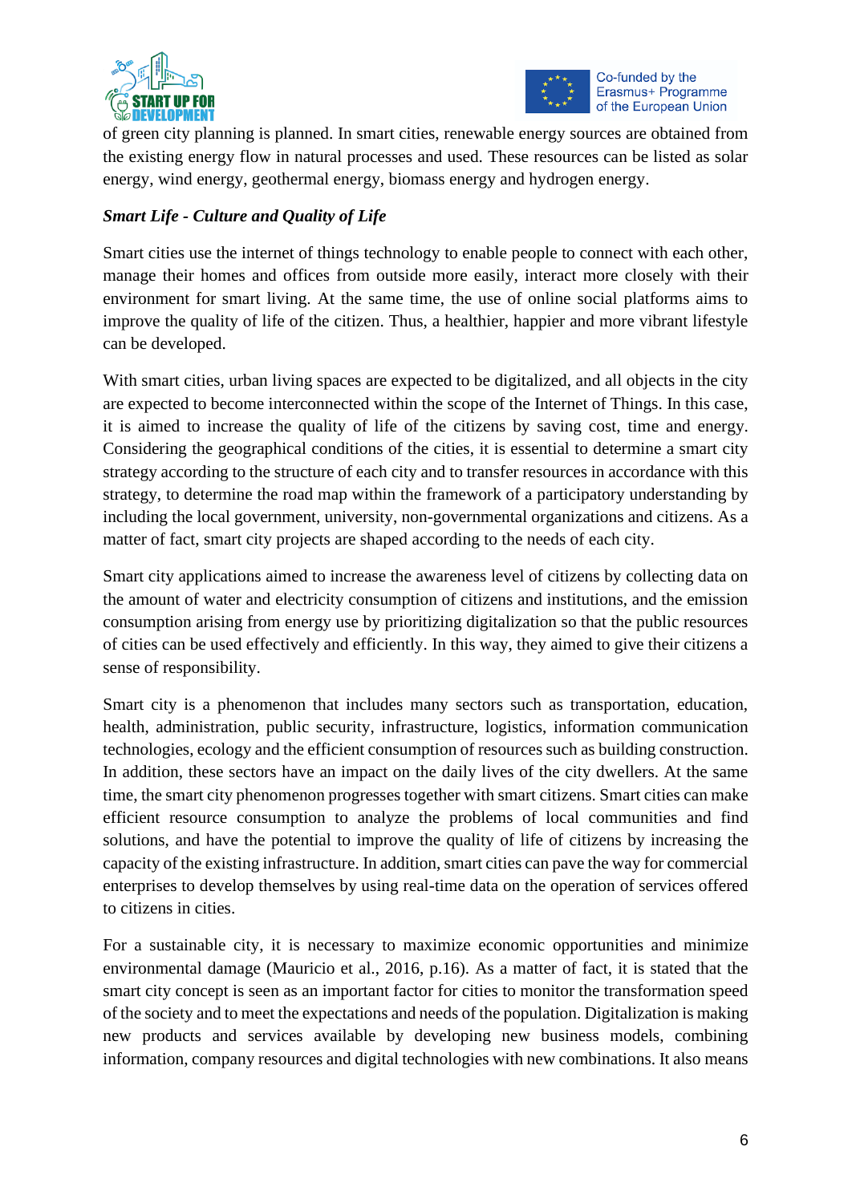of green city planning is planned. In smart cities, renewable energy sources are obtained from the existing energy flow in natural processes and used. These resources can be listed as solar energy, wind energy, geothermal energy, biomass energy and hydrogen energy.

***Smart Life - Culture and Quality of Life***

Smart cities use the internet of things technology to enable people to connect with each other, manage their homes and offices from outside more easily, interact more closely with their environment for smart living. At the same time, the use of online social platforms aims to improve the quality of life of the citizen. Thus, a healthier, happier and more vibrant lifestyle can be developed.

With smart cities, urban living spaces are expected to be digitalized, and all objects in the city are expected to become interconnected within the scope of the Internet of Things. In this case, it is aimed to increase the quality of life of the citizens by saving cost, time and energy. Considering the geographical conditions of the cities, it is essential to determine a smart city strategy according to the structure of each city and to transfer resources in accordance with this strategy, to determine the road map within the framework of a participatory understanding by including the local government, university, non-governmental organizations and citizens. As a matter of fact, smart city projects are shaped according to the needs of each city.

Smart city applications aimed to increase the awareness level of citizens by collecting data on the amount of water and electricity consumption of citizens and institutions, and the emission consumption arising from energy use by prioritizing digitalization so that the public resources of cities can be used effectively and efficiently. In this way, they aimed to give their citizens a sense of responsibility.

Smart city is a phenomenon that includes many sectors such as transportation, education, health, administration, public security, infrastructure, logistics, information communication technologies, ecology and the efficient consumption of resources such as building construction. In addition, these sectors have an impact on the daily lives of the city dwellers. At the same time, the smart city phenomenon progresses together with smart citizens. Smart cities can make efficient resource consumption to analyze the problems of local communities and find solutions, and have the potential to improve the quality of life of citizens by increasing the capacity of the existing infrastructure. In addition, smart cities can pave the way for commercial enterprises to develop themselves by using real-time data on the operation of services offered to citizens in cities.

For a sustainable city, it is necessary to maximize economic opportunities and minimize environmental damage (Mauricio et al., 2016, p.16). As a matter of fact, it is stated that the smart city concept is seen as an important factor for cities to monitor the transformation speed of the society and to meet the expectations and needs of the population. Digitalization is making new products and services available by developing new business models, combining information, company resources and digital technologies with new combinations. It also means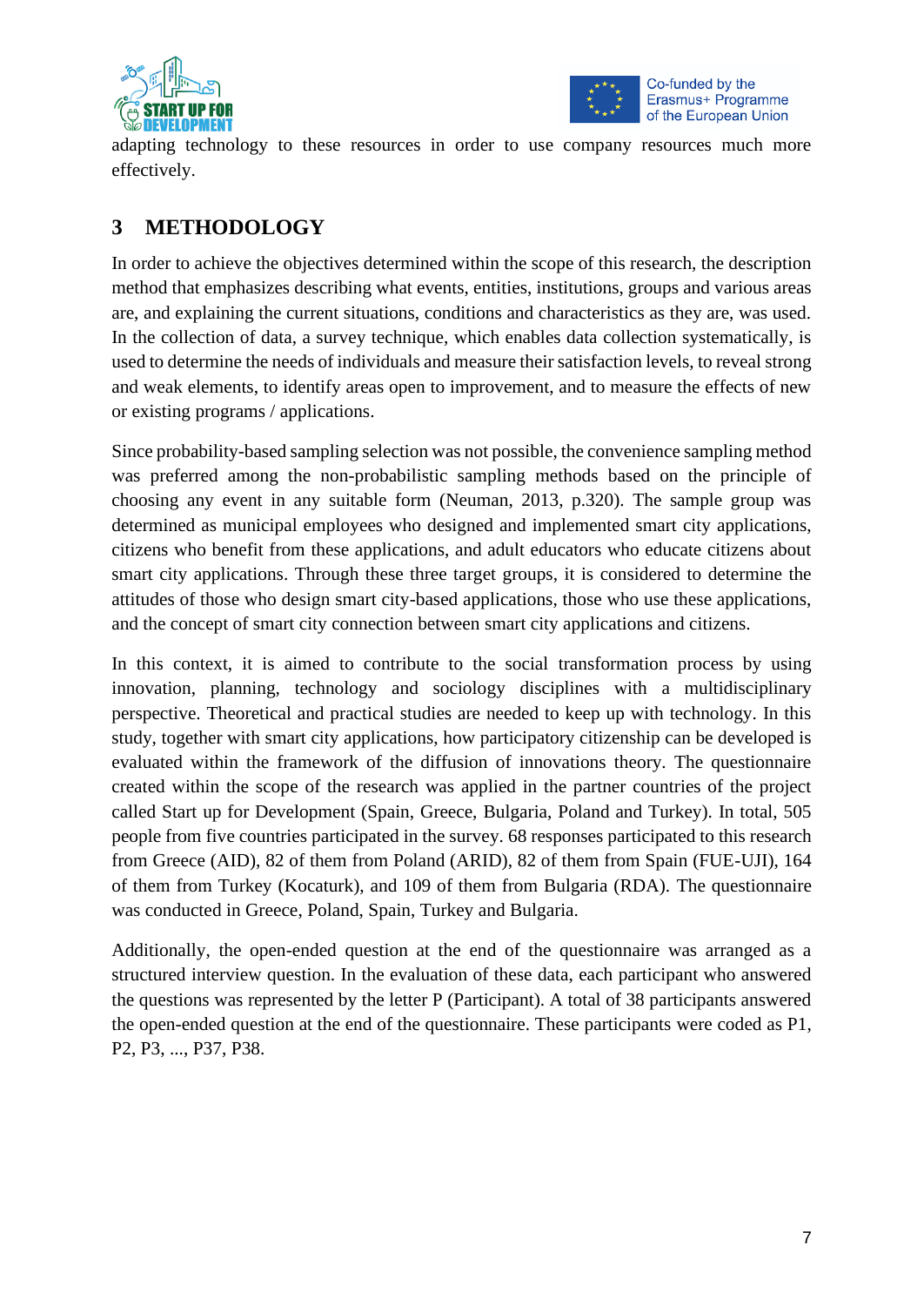adapting technology to these resources in order to use company resources much more effectively.

## 3 METHODOLOGY

In order to achieve the objectives determined within the scope of this research, the description method that emphasizes describing what events, entities, institutions, groups and various areas are, and explaining the current situations, conditions and characteristics as they are, was used. In the collection of data, a survey technique, which enables data collection systematically, is used to determine the needs of individuals and measure their satisfaction levels, to reveal strong and weak elements, to identify areas open to improvement, and to measure the effects of new or existing programs / applications.

Since probability-based sampling selection was not possible, the convenience sampling method was preferred among the non-probabilistic sampling methods based on the principle of choosing any event in any suitable form (Neuman, 2013, p.320). The sample group was determined as municipal employees who designed and implemented smart city applications, citizens who benefit from these applications, and adult educators who educate citizens about smart city applications. Through these three target groups, it is considered to determine the attitudes of those who design smart city-based applications, those who use these applications, and the concept of smart city connection between smart city applications and citizens.

In this context, it is aimed to contribute to the social transformation process by using innovation, planning, technology and sociology disciplines with a multidisciplinary perspective. Theoretical and practical studies are needed to keep up with technology. In this study, together with smart city applications, how participatory citizenship can be developed is evaluated within the framework of the diffusion of innovations theory. The questionnaire created within the scope of the research was applied in the partner countries of the project called Start up for Development (Spain, Greece, Bulgaria, Poland and Turkey). In total, 505 people from five countries participated in the survey. 68 responses participated to this research from Greece (AID), 82 of them from Poland (ARID), 82 of them from Spain (FUE-UJI), 164 of them from Turkey (Kocaturk), and 109 of them from Bulgaria (RDA). The questionnaire was conducted in Greece, Poland, Spain, Turkey and Bulgaria.

Additionally, the open-ended question at the end of the questionnaire was arranged as a structured interview question. In the evaluation of these data, each participant who answered the questions was represented by the letter P (Participant). A total of 38 participants answered the open-ended question at the end of the questionnaire. These participants were coded as P1, P2, P3, ..., P37, P38.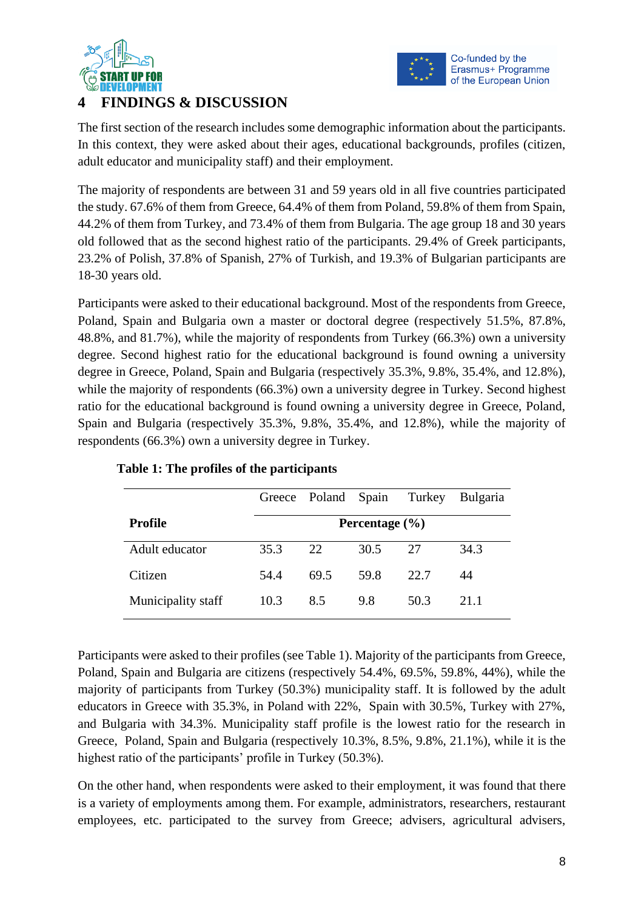# 4 FINDINGS & DISCUSSION

The first section of the research includes some demographic information about the participants. In this context, they were asked about their ages, educational backgrounds, profiles (citizen, adult educator and municipality staff) and their employment.

The majority of respondents are between 31 and 59 years old in all five countries participated the study. 67.6% of them from Greece, 64.4% of them from Poland, 59.8% of them from Spain, 44.2% of them from Turkey, and 73.4% of them from Bulgaria. The age group 18 and 30 years old followed that as the second highest ratio of the participants. 29.4% of Greek participants, 23.2% of Polish, 37.8% of Spanish, 27% of Turkish, and 19.3% of Bulgarian participants are 18-30 years old.

Participants were asked to their educational background. Most of the respondents from Greece, Poland, Spain and Bulgaria own a master or doctoral degree (respectively 51.5%, 87.8%, 48.8%, and 81.7%), while the majority of respondents from Turkey (66.3%) own a university degree. Second highest ratio for the educational background is found owning a university degree in Greece, Poland, Spain and Bulgaria (respectively 35.3%, 9.8%, 35.4%, and 12.8%), while the majority of respondents (66.3%) own a university degree in Turkey. Second highest ratio for the educational background is found owning a university degree in Greece, Poland, Spain and Bulgaria (respectively 35.3%, 9.8%, 35.4%, and 12.8%), while the majority of respondents (66.3%) own a university degree in Turkey.

**Table 1: The profiles of the participants**

| | Greece | Poland | Spain | Turkey | Bulgaria |
|---|---|---|---|---|---|
| **Profile** | **Percentage (%)** | | | | |
| Adult educator | 35.3 | 22 | 30.5 | 27 | 34.3 |
| Citizen | 54.4 | 69.5 | 59.8 | 22.7 | 44 |
| Municipality staff | 10.3 | 8.5 | 9.8 | 50.3 | 21.1 |

Participants were asked to their profiles (see Table 1). Majority of the participants from Greece, Poland, Spain and Bulgaria are citizens (respectively 54.4%, 69.5%, 59.8%, 44%), while the majority of participants from Turkey (50.3%) municipality staff. It is followed by the adult educators in Greece with 35.3%, in Poland with 22%, Spain with 30.5%, Turkey with 27%, and Bulgaria with 34.3%. Municipality staff profile is the lowest ratio for the research in Greece, Poland, Spain and Bulgaria (respectively 10.3%, 8.5%, 9.8%, 21.1%), while it is the highest ratio of the participants' profile in Turkey (50.3%).

On the other hand, when respondents were asked to their employment, it was found that there is a variety of employments among them. For example, administrators, researchers, restaurant employees, etc. participated to the survey from Greece; advisers, agricultural advisers,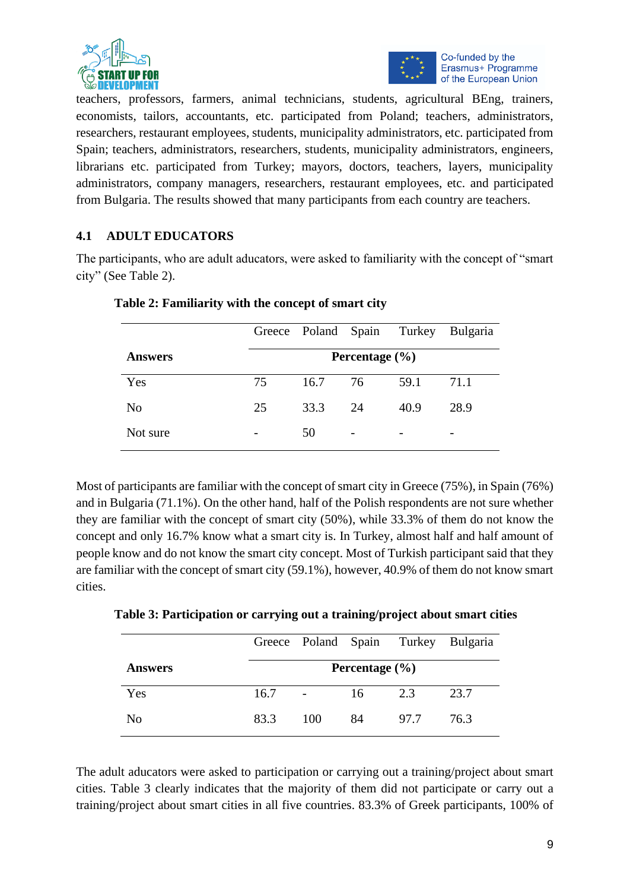teachers, professors, farmers, animal technicians, students, agricultural BEng, trainers, economists, tailors, accountants, etc. participated from Poland; teachers, administrators, researchers, restaurant employees, students, municipality administrators, etc. participated from Spain; teachers, administrators, researchers, students, municipality administrators, engineers, librarians etc. participated from Turkey; mayors, doctors, teachers, layers, municipality administrators, company managers, researchers, restaurant employees, etc. and participated from Bulgaria. The results showed that many participants from each country are teachers.

## 4.1 ADULT EDUCATORS

The participants, who are adult aducators, were asked to familiarity with the concept of "smart city" (See Table 2).

**Table 2: Familiarity with the concept of smart city**

| | Greece | Poland | Spain | Turkey | Bulgaria |
|---|---|---|---|---|---|
| **Answers** | **Percentage (%)** | | | | |
| Yes | 75 | 16.7 | 76 | 59.1 | 71.1 |
| No | 25 | 33.3 | 24 | 40.9 | 28.9 |
| Not sure | - | 50 | - | - | - |

Most of participants are familiar with the concept of smart city in Greece (75%), in Spain (76%) and in Bulgaria (71.1%). On the other hand, half of the Polish respondents are not sure whether they are familiar with the concept of smart city (50%), while 33.3% of them do not know the concept and only 16.7% know what a smart city is. In Turkey, almost half and half amount of people know and do not know the smart city concept. Most of Turkish participant said that they are familiar with the concept of smart city (59.1%), however, 40.9% of them do not know smart cities.

**Table 3: Participation or carrying out a training/project about smart cities**

| | Greece | Poland | Spain | Turkey | Bulgaria |
|---|---|---|---|---|---|
| **Answers** | **Percentage (%)** | | | | |
| Yes | 16.7 | - | 16 | 2.3 | 23.7 |
| No | 83.3 | 100 | 84 | 97.7 | 76.3 |

The adult aducators were asked to participation or carrying out a training/project about smart cities. Table 3 clearly indicates that the majority of them did not participate or carry out a training/project about smart cities in all five countries. 83.3% of Greek participants, 100% of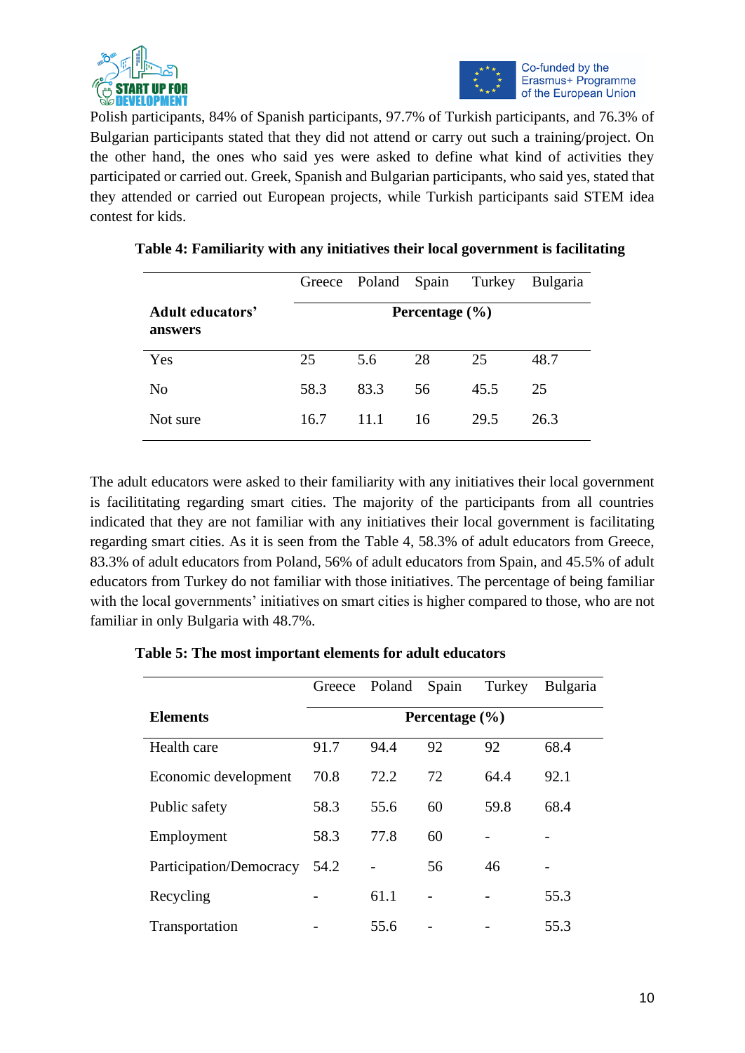Polish participants, 84% of Spanish participants, 97.7% of Turkish participants, and 76.3% of Bulgarian participants stated that they did not attend or carry out such a training/project. On the other hand, the ones who said yes were asked to define what kind of activities they participated or carried out. Greek, Spanish and Bulgarian participants, who said yes, stated that they attended or carried out European projects, while Turkish participants said STEM idea contest for kids.

**Table 4: Familiarity with any initiatives their local government is facilitating**

| | Greece | Poland | Spain | Turkey | Bulgaria |
|---|---|---|---|---|---|
| **Adult educators' answers** | **Percentage (%)** | | | | |
| Yes | 25 | 5.6 | 28 | 25 | 48.7 |
| No | 58.3 | 83.3 | 56 | 45.5 | 25 |
| Not sure | 16.7 | 11.1 | 16 | 29.5 | 26.3 |

The adult educators were asked to their familiarity with any initiatives their local government is facilititating regarding smart cities. The majority of the participants from all countries indicated that they are not familiar with any initiatives their local government is facilitating regarding smart cities. As it is seen from the Table 4, 58.3% of adult educators from Greece, 83.3% of adult educators from Poland, 56% of adult educators from Spain, and 45.5% of adult educators from Turkey do not familiar with those initiatives. The percentage of being familiar with the local governments' initiatives on smart cities is higher compared to those, who are not familiar in only Bulgaria with 48.7%.

**Table 5: The most important elements for adult educators**

| | Greece | Poland | Spain | Turkey | Bulgaria |
|---|---|---|---|---|---|
| **Elements** | **Percentage (%)** | | | | |
| Health care | 91.7 | 94.4 | 92 | 92 | 68.4 |
| Economic development | 70.8 | 72.2 | 72 | 64.4 | 92.1 |
| Public safety | 58.3 | 55.6 | 60 | 59.8 | 68.4 |
| Employment | 58.3 | 77.8 | 60 | - | - |
| Participation/Democracy | 54.2 | - | 56 | 46 | - |
| Recycling | - | 61.1 | - | - | 55.3 |
| Transportation | - | 55.6 | - | - | 55.3 |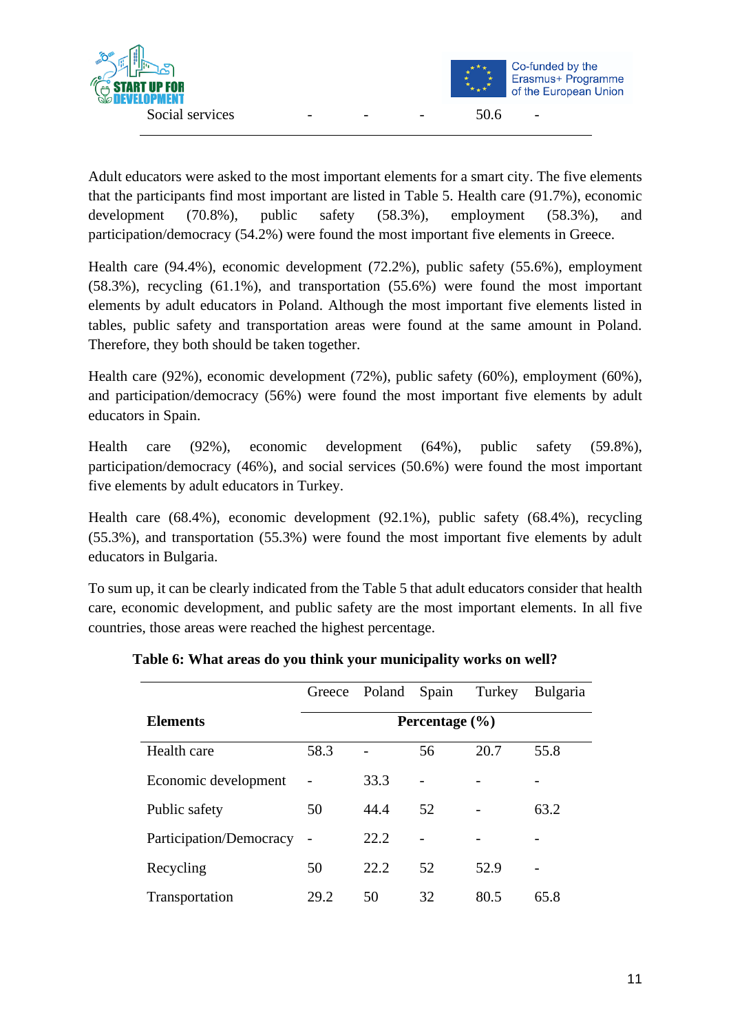| Social services | - | - | - | 50.6 | - |
|---|---|---|---|---|---|

Adult educators were asked to the most important elements for a smart city. The five elements that the participants find most important are listed in Table 5. Health care (91.7%), economic development (70.8%), public safety (58.3%), employment (58.3%), and participation/democracy (54.2%) were found the most important five elements in Greece.

Health care (94.4%), economic development (72.2%), public safety (55.6%), employment (58.3%), recycling (61.1%), and transportation (55.6%) were found the most important elements by adult educators in Poland. Although the most important five elements listed in tables, public safety and transportation areas were found at the same amount in Poland. Therefore, they both should be taken together.

Health care (92%), economic development (72%), public safety (60%), employment (60%), and participation/democracy (56%) were found the most important five elements by adult educators in Spain.

Health care (92%), economic development (64%), public safety (59.8%), participation/democracy (46%), and social services (50.6%) were found the most important five elements by adult educators in Turkey.

Health care (68.4%), economic development (92.1%), public safety (68.4%), recycling (55.3%), and transportation (55.3%) were found the most important five elements by adult educators in Bulgaria.

To sum up, it can be clearly indicated from the Table 5 that adult educators consider that health care, economic development, and public safety are the most important elements. In all five countries, those areas were reached the highest percentage.

**Table 6: What areas do you think your municipality works on well?**

| | Greece | Poland | Spain | Turkey | Bulgaria |
|---|---|---|---|---|---|
| **Elements** | **Percentage (%)** | | | | |
| Health care | 58.3 | - | 56 | 20.7 | 55.8 |
| Economic development | - | 33.3 | - | - | - |
| Public safety | 50 | 44.4 | 52 | - | 63.2 |
| Participation/Democracy | - | 22.2 | - | - | - |
| Recycling | 50 | 22.2 | 52 | 52.9 | - |
| Transportation | 29.2 | 50 | 32 | 80.5 | 65.8 |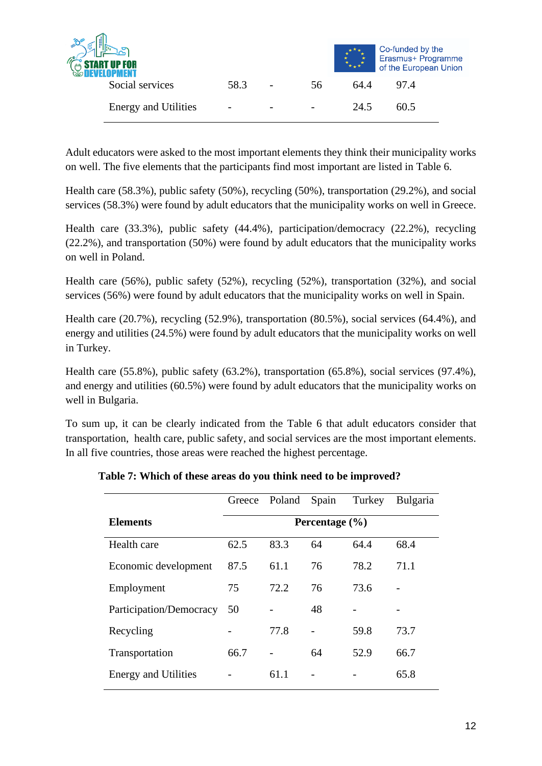| Social services | 58.3 | - | 56 | 64.4 | 97.4 |
|---|---|---|---|---|---|
| Energy and Utilities | - | - | - | 24.5 | 60.5 |

Adult educators were asked to the most important elements they think their municipality works on well. The five elements that the participants find most important are listed in Table 6.

Health care (58.3%), public safety (50%), recycling (50%), transportation (29.2%), and social services (58.3%) were found by adult educators that the municipality works on well in Greece.

Health care (33.3%), public safety (44.4%), participation/democracy (22.2%), recycling (22.2%), and transportation (50%) were found by adult educators that the municipality works on well in Poland.

Health care (56%), public safety (52%), recycling (52%), transportation (32%), and social services (56%) were found by adult educators that the municipality works on well in Spain.

Health care (20.7%), recycling (52.9%), transportation (80.5%), social services (64.4%), and energy and utilities (24.5%) were found by adult educators that the municipality works on well in Turkey.

Health care (55.8%), public safety (63.2%), transportation (65.8%), social services (97.4%), and energy and utilities (60.5%) were found by adult educators that the municipality works on well in Bulgaria.

To sum up, it can be clearly indicated from the Table 6 that adult educators consider that transportation, health care, public safety, and social services are the most important elements. In all five countries, those areas were reached the highest percentage.

**Table 7: Which of these areas do you think need to be improved?**

| | Greece | Poland | Spain | Turkey | Bulgaria |
|---|---|---|---|---|---|
| **Elements** | **Percentage (%)** | | | | |
| Health care | 62.5 | 83.3 | 64 | 64.4 | 68.4 |
| Economic development | 87.5 | 61.1 | 76 | 78.2 | 71.1 |
| Employment | 75 | 72.2 | 76 | 73.6 | - |
| Participation/Democracy | 50 | - | 48 | - | - |
| Recycling | - | 77.8 | - | 59.8 | 73.7 |
| Transportation | 66.7 | - | 64 | 52.9 | 66.7 |
| Energy and Utilities | - | 61.1 | - | - | 65.8 |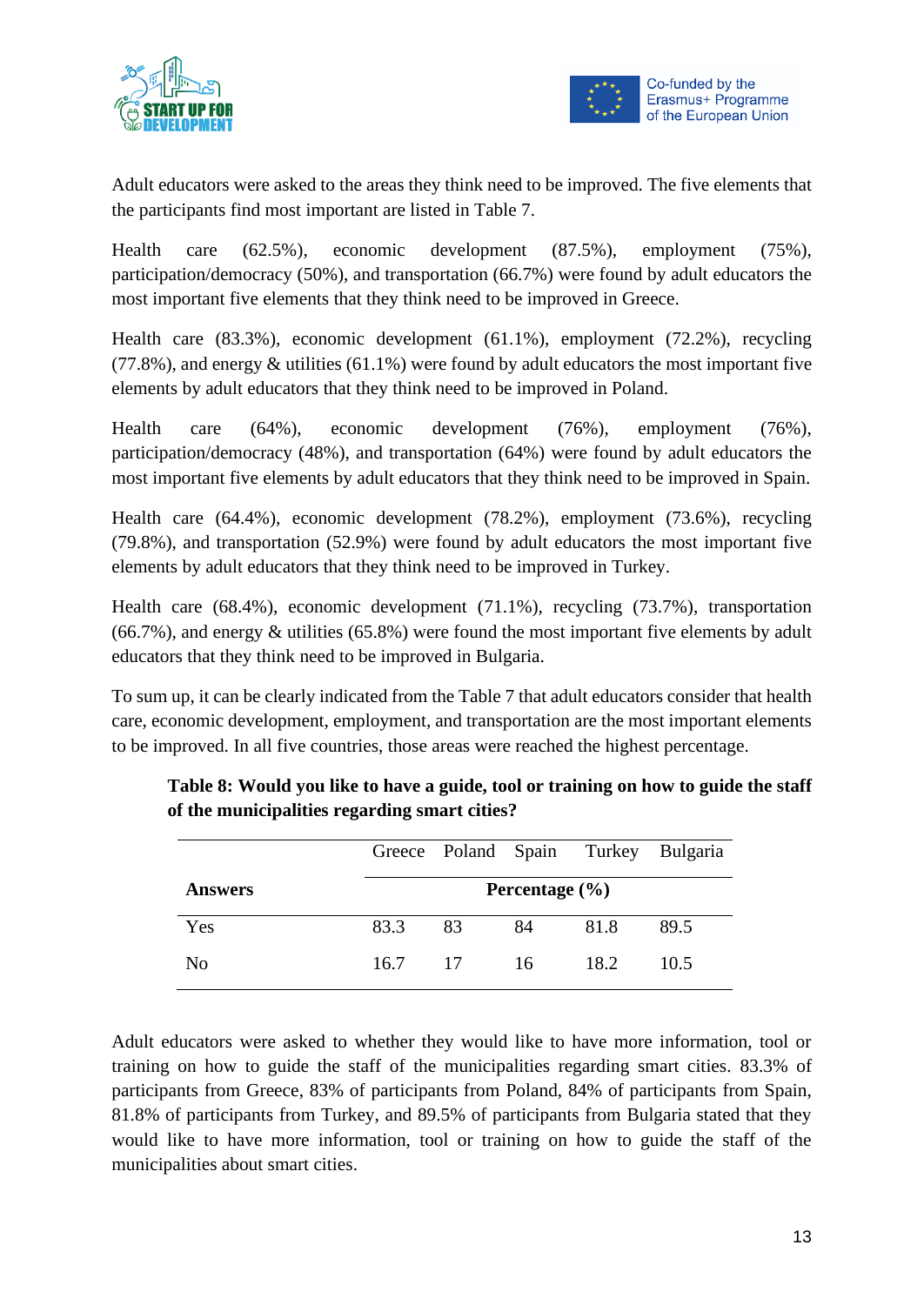Adult educators were asked to the areas they think need to be improved. The five elements that the participants find most important are listed in Table 7.

Health care (62.5%), economic development (87.5%), employment (75%), participation/democracy (50%), and transportation (66.7%) were found by adult educators the most important five elements that they think need to be improved in Greece.

Health care (83.3%), economic development (61.1%), employment (72.2%), recycling (77.8%), and energy & utilities (61.1%) were found by adult educators the most important five elements by adult educators that they think need to be improved in Poland.

Health care (64%), economic development (76%), employment (76%), participation/democracy (48%), and transportation (64%) were found by adult educators the most important five elements by adult educators that they think need to be improved in Spain.

Health care (64.4%), economic development (78.2%), employment (73.6%), recycling (79.8%), and transportation (52.9%) were found by adult educators the most important five elements by adult educators that they think need to be improved in Turkey.

Health care (68.4%), economic development (71.1%), recycling (73.7%), transportation (66.7%), and energy & utilities (65.8%) were found the most important five elements by adult educators that they think need to be improved in Bulgaria.

To sum up, it can be clearly indicated from the Table 7 that adult educators consider that health care, economic development, employment, and transportation are the most important elements to be improved. In all five countries, those areas were reached the highest percentage.

**Table 8: Would you like to have a guide, tool or training on how to guide the staff of the municipalities regarding smart cities?**

| | Greece | Poland | Spain | Turkey | Bulgaria |
|---|---|---|---|---|---|
| **Answers** | **Percentage (%)** | | | | |
| Yes | 83.3 | 83 | 84 | 81.8 | 89.5 |
| No | 16.7 | 17 | 16 | 18.2 | 10.5 |

Adult educators were asked to whether they would like to have more information, tool or training on how to guide the staff of the municipalities regarding smart cities. 83.3% of participants from Greece, 83% of participants from Poland, 84% of participants from Spain, 81.8% of participants from Turkey, and 89.5% of participants from Bulgaria stated that they would like to have more information, tool or training on how to guide the staff of the municipalities about smart cities.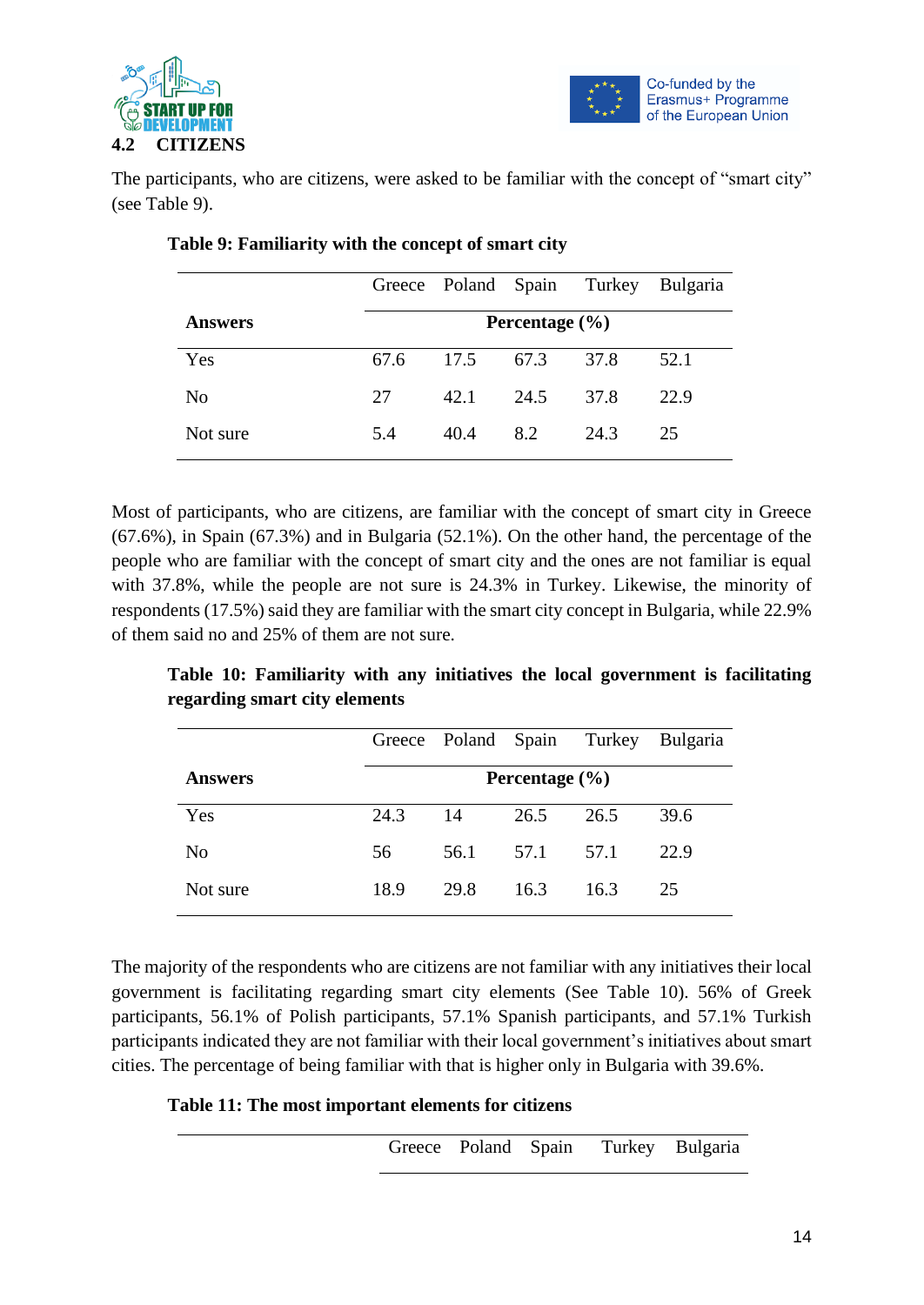## 4.2 CITIZENS

The participants, who are citizens, were asked to be familiar with the concept of "smart city" (see Table 9).

**Table 9: Familiarity with the concept of smart city**

| | Greece | Poland | Spain | Turkey | Bulgaria |
|---|---|---|---|---|---|
| **Answers** | **Percentage (%)** | | | | |
| Yes | 67.6 | 17.5 | 67.3 | 37.8 | 52.1 |
| No | 27 | 42.1 | 24.5 | 37.8 | 22.9 |
| Not sure | 5.4 | 40.4 | 8.2 | 24.3 | 25 |

Most of participants, who are citizens, are familiar with the concept of smart city in Greece (67.6%), in Spain (67.3%) and in Bulgaria (52.1%). On the other hand, the percentage of the people who are familiar with the concept of smart city and the ones are not familiar is equal with 37.8%, while the people are not sure is 24.3% in Turkey. Likewise, the minority of respondents (17.5%) said they are familiar with the smart city concept in Bulgaria, while 22.9% of them said no and 25% of them are not sure.

**Table 10: Familiarity with any initiatives the local government is facilitating regarding smart city elements**

| | Greece | Poland | Spain | Turkey | Bulgaria |
|---|---|---|---|---|---|
| **Answers** | **Percentage (%)** | | | | |
| Yes | 24.3 | 14 | 26.5 | 26.5 | 39.6 |
| No | 56 | 56.1 | 57.1 | 57.1 | 22.9 |
| Not sure | 18.9 | 29.8 | 16.3 | 16.3 | 25 |

The majority of the respondents who are citizens are not familiar with any initiatives their local government is facilitating regarding smart city elements (See Table 10). 56% of Greek participants, 56.1% of Polish participants, 57.1% Spanish participants, and 57.1% Turkish participants indicated they are not familiar with their local government's initiatives about smart cities. The percentage of being familiar with that is higher only in Bulgaria with 39.6%.

**Table 11: The most important elements for citizens**

| | Greece | Poland | Spain | Turkey | Bulgaria |
|---|---|---|---|---|---|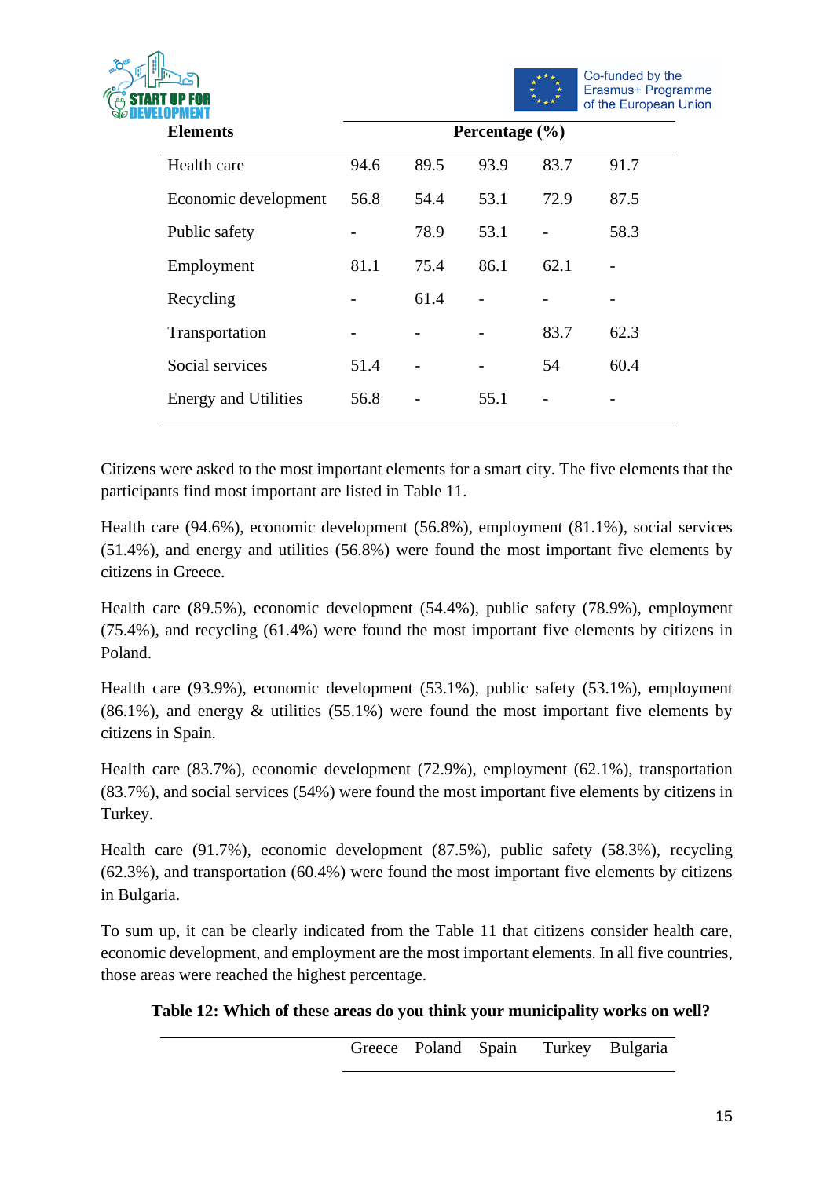| Elements | Percentage (%) | | | | |
|---|---|---|---|---|---|
| Health care | 94.6 | 89.5 | 93.9 | 83.7 | 91.7 |
| Economic development | 56.8 | 54.4 | 53.1 | 72.9 | 87.5 |
| Public safety | - | 78.9 | 53.1 | - | 58.3 |
| Employment | 81.1 | 75.4 | 86.1 | 62.1 | - |
| Recycling | - | 61.4 | - | - | - |
| Transportation | - | - | - | 83.7 | 62.3 |
| Social services | 51.4 | - | - | 54 | 60.4 |
| Energy and Utilities | 56.8 | - | 55.1 | - | - |

Citizens were asked to the most important elements for a smart city. The five elements that the participants find most important are listed in Table 11.

Health care (94.6%), economic development (56.8%), employment (81.1%), social services (51.4%), and energy and utilities (56.8%) were found the most important five elements by citizens in Greece.

Health care (89.5%), economic development (54.4%), public safety (78.9%), employment (75.4%), and recycling (61.4%) were found the most important five elements by citizens in Poland.

Health care (93.9%), economic development (53.1%), public safety (53.1%), employment (86.1%), and energy & utilities (55.1%) were found the most important five elements by citizens in Spain.

Health care (83.7%), economic development (72.9%), employment (62.1%), transportation (83.7%), and social services (54%) were found the most important five elements by citizens in Turkey.

Health care (91.7%), economic development (87.5%), public safety (58.3%), recycling (62.3%), and transportation (60.4%) were found the most important five elements by citizens in Bulgaria.

To sum up, it can be clearly indicated from the Table 11 that citizens consider health care, economic development, and employment are the most important elements. In all five countries, those areas were reached the highest percentage.

**Table 12: Which of these areas do you think your municipality works on well?**

| | Greece | Poland | Spain | Turkey | Bulgaria |
|---|---|---|---|---|---|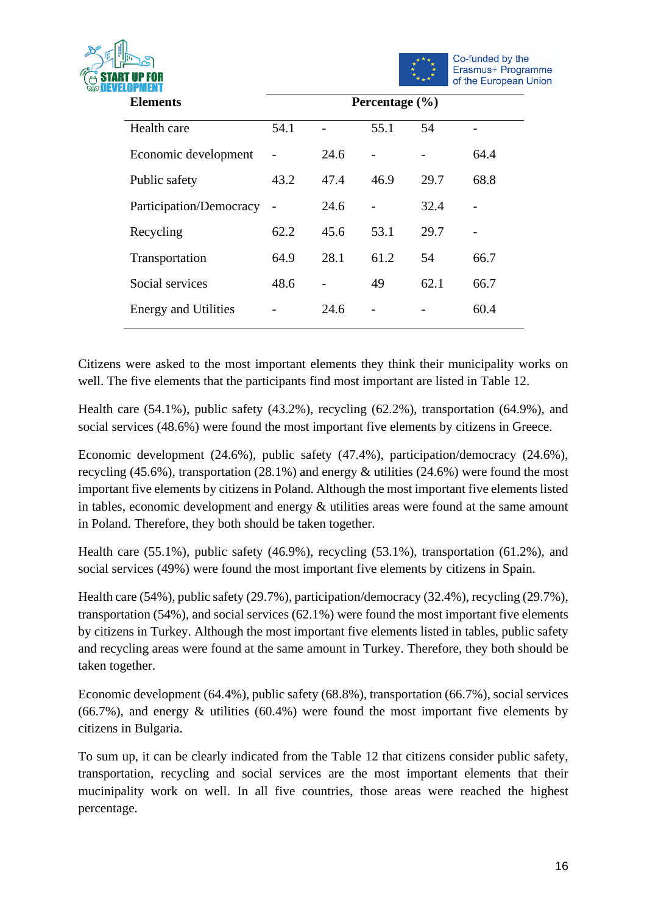| Elements | Percentage (%) | | | | |
|---|---|---|---|---|---|
| Health care | 54.1 | - | 55.1 | 54 | - |
| Economic development | - | 24.6 | - | - | 64.4 |
| Public safety | 43.2 | 47.4 | 46.9 | 29.7 | 68.8 |
| Participation/Democracy | - | 24.6 | - | 32.4 | - |
| Recycling | 62.2 | 45.6 | 53.1 | 29.7 | - |
| Transportation | 64.9 | 28.1 | 61.2 | 54 | 66.7 |
| Social services | 48.6 | - | 49 | 62.1 | 66.7 |
| Energy and Utilities | - | 24.6 | - | - | 60.4 |

Citizens were asked to the most important elements they think their municipality works on well. The five elements that the participants find most important are listed in Table 12.

Health care (54.1%), public safety (43.2%), recycling (62.2%), transportation (64.9%), and social services (48.6%) were found the most important five elements by citizens in Greece.

Economic development (24.6%), public safety (47.4%), participation/democracy (24.6%), recycling (45.6%), transportation (28.1%) and energy & utilities (24.6%) were found the most important five elements by citizens in Poland. Although the most important five elements listed in tables, economic development and energy & utilities areas were found at the same amount in Poland. Therefore, they both should be taken together.

Health care (55.1%), public safety (46.9%), recycling (53.1%), transportation (61.2%), and social services (49%) were found the most important five elements by citizens in Spain.

Health care (54%), public safety (29.7%), participation/democracy (32.4%), recycling (29.7%), transportation (54%), and social services (62.1%) were found the most important five elements by citizens in Turkey. Although the most important five elements listed in tables, public safety and recycling areas were found at the same amount in Turkey. Therefore, they both should be taken together.

Economic development (64.4%), public safety (68.8%), transportation (66.7%), social services (66.7%), and energy & utilities (60.4%) were found the most important five elements by citizens in Bulgaria.

To sum up, it can be clearly indicated from the Table 12 that citizens consider public safety, transportation, recycling and social services are the most important elements that their mucinipality work on well. In all five countries, those areas were reached the highest percentage.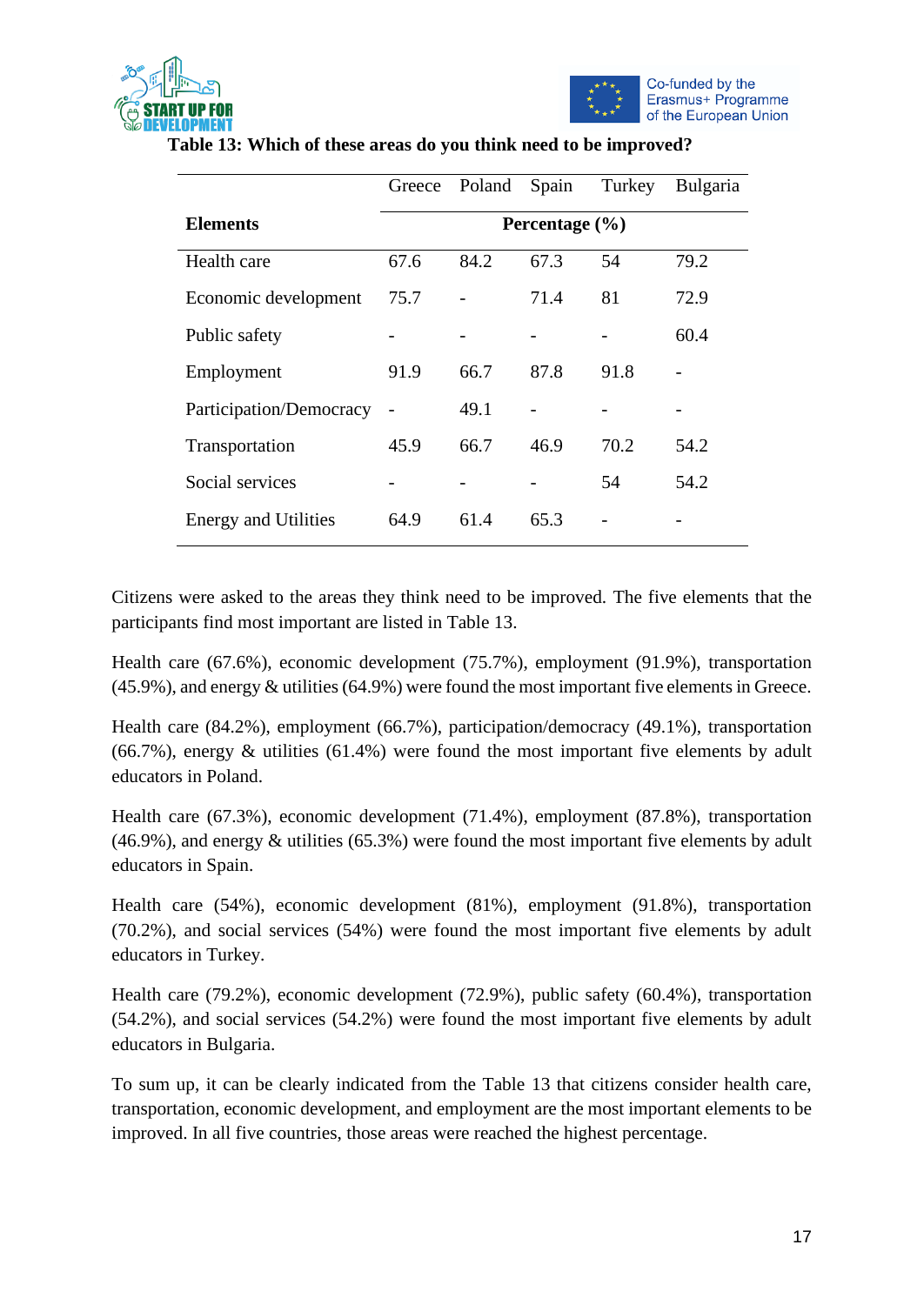**Table 13: Which of these areas do you think need to be improved?**

| | Greece | Poland | Spain | Turkey | Bulgaria |
|---|---|---|---|---|---|
| **Elements** | **Percentage (%)** | | | | |
| Health care | 67.6 | 84.2 | 67.3 | 54 | 79.2 |
| Economic development | 75.7 | - | 71.4 | 81 | 72.9 |
| Public safety | - | - | - | - | 60.4 |
| Employment | 91.9 | 66.7 | 87.8 | 91.8 | - |
| Participation/Democracy | - | 49.1 | - | - | - |
| Transportation | 45.9 | 66.7 | 46.9 | 70.2 | 54.2 |
| Social services | - | - | - | 54 | 54.2 |
| Energy and Utilities | 64.9 | 61.4 | 65.3 | - | - |

Citizens were asked to the areas they think need to be improved. The five elements that the participants find most important are listed in Table 13.

Health care (67.6%), economic development (75.7%), employment (91.9%), transportation (45.9%), and energy & utilities (64.9%) were found the most important five elements in Greece.

Health care (84.2%), employment (66.7%), participation/democracy (49.1%), transportation (66.7%), energy & utilities (61.4%) were found the most important five elements by adult educators in Poland.

Health care (67.3%), economic development (71.4%), employment (87.8%), transportation (46.9%), and energy & utilities (65.3%) were found the most important five elements by adult educators in Spain.

Health care (54%), economic development (81%), employment (91.8%), transportation (70.2%), and social services (54%) were found the most important five elements by adult educators in Turkey.

Health care (79.2%), economic development (72.9%), public safety (60.4%), transportation (54.2%), and social services (54.2%) were found the most important five elements by adult educators in Bulgaria.

To sum up, it can be clearly indicated from the Table 13 that citizens consider health care, transportation, economic development, and employment are the most important elements to be improved. In all five countries, those areas were reached the highest percentage.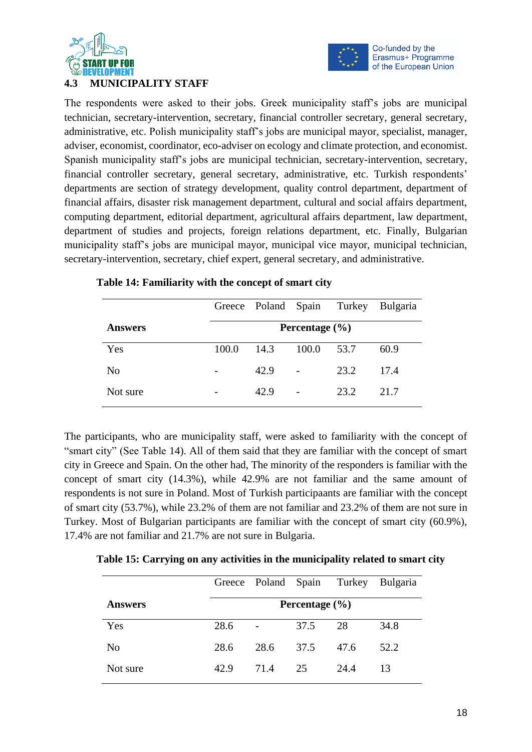### 4.3 MUNICIPALITY STAFF

The respondents were asked to their jobs. Greek municipality staff's jobs are municipal technician, secretary-intervention, secretary, financial controller secretary, general secretary, administrative, etc. Polish municipality staff's jobs are municipal mayor, specialist, manager, adviser, economist, coordinator, eco-adviser on ecology and climate protection, and economist. Spanish municipality staff's jobs are municipal technician, secretary-intervention, secretary, financial controller secretary, general secretary, administrative, etc. Turkish respondents' departments are section of strategy development, quality control department, department of financial affairs, disaster risk management department, cultural and social affairs department, computing department, editorial department, agricultural affairs department, law department, department of studies and projects, foreign relations department, etc. Finally, Bulgarian municipality staff's jobs are municipal mayor, municipal vice mayor, municipal technician, secretary-intervention, secretary, chief expert, general secretary, and administrative.

**Table 14: Familiarity with the concept of smart city**

| | Greece | Poland | Spain | Turkey | Bulgaria |
|---|---|---|---|---|---|
| **Answers** | **Percentage (%)** | | | | |
| Yes | 100.0 | 14.3 | 100.0 | 53.7 | 60.9 |
| No | - | 42.9 | - | 23.2 | 17.4 |
| Not sure | - | 42.9 | - | 23.2 | 21.7 |

The participants, who are municipality staff, were asked to familiarity with the concept of "smart city" (See Table 14). All of them said that they are familiar with the concept of smart city in Greece and Spain. On the other had, The minority of the responders is familiar with the concept of smart city (14.3%), while 42.9% are not familiar and the same amount of respondents is not sure in Poland. Most of Turkish participaants are familiar with the concept of smart city (53.7%), while 23.2% of them are not familiar and 23.2% of them are not sure in Turkey. Most of Bulgarian participants are familiar with the concept of smart city (60.9%), 17.4% are not familiar and 21.7% are not sure in Bulgaria.

**Table 15: Carrying on any activities in the municipality related to smart city**

| | Greece | Poland | Spain | Turkey | Bulgaria |
|---|---|---|---|---|---|
| **Answers** | **Percentage (%)** | | | | |
| Yes | 28.6 | - | 37.5 | 28 | 34.8 |
| No | 28.6 | 28.6 | 37.5 | 47.6 | 52.2 |
| Not sure | 42.9 | 71.4 | 25 | 24.4 | 13 |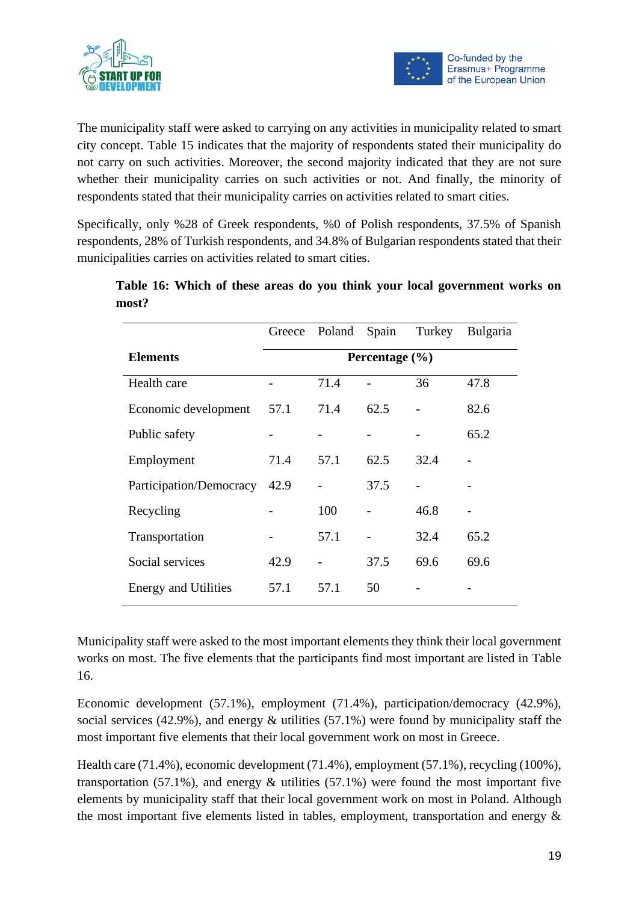The municipality staff were asked to carrying on any activities in municipality related to smart city concept. Table 15 indicates that the majority of respondents stated their municipality do not carry on such activities. Moreover, the second majority indicated that they are not sure whether their municipality carries on such activities or not. And finally, the minority of respondents stated that their municipality carries on activities related to smart cities.

Specifically, only %28 of Greek respondents, %0 of Polish respondents, 37.5% of Spanish respondents, 28% of Turkish respondents, and 34.8% of Bulgarian respondents stated that their municipalities carries on activities related to smart cities.

**Table 16: Which of these areas do you think your local government works on most?**

| | Greece | Poland | Spain | Turkey | Bulgaria |
|---|---|---|---|---|---|
| **Elements** | **Percentage (%)** | | | | |
| Health care | - | 71.4 | - | 36 | 47.8 |
| Economic development | 57.1 | 71.4 | 62.5 | - | 82.6 |
| Public safety | - | - | - | - | 65.2 |
| Employment | 71.4 | 57.1 | 62.5 | 32.4 | - |
| Participation/Democracy | 42.9 | - | 37.5 | - | - |
| Recycling | - | 100 | - | 46.8 | - |
| Transportation | - | 57.1 | - | 32.4 | 65.2 |
| Social services | 42.9 | - | 37.5 | 69.6 | 69.6 |
| Energy and Utilities | 57.1 | 57.1 | 50 | - | - |

Municipality staff were asked to the most important elements they think their local government works on most. The five elements that the participants find most important are listed in Table 16.

Economic development (57.1%), employment (71.4%), participation/democracy (42.9%), social services (42.9%), and energy & utilities (57.1%) were found by municipality staff the most important five elements that their local government work on most in Greece.

Health care (71.4%), economic development (71.4%), employment (57.1%), recycling (100%), transportation (57.1%), and energy & utilities (57.1%) were found the most important five elements by municipality staff that their local government work on most in Poland. Although the most important five elements listed in tables, employment, transportation and energy &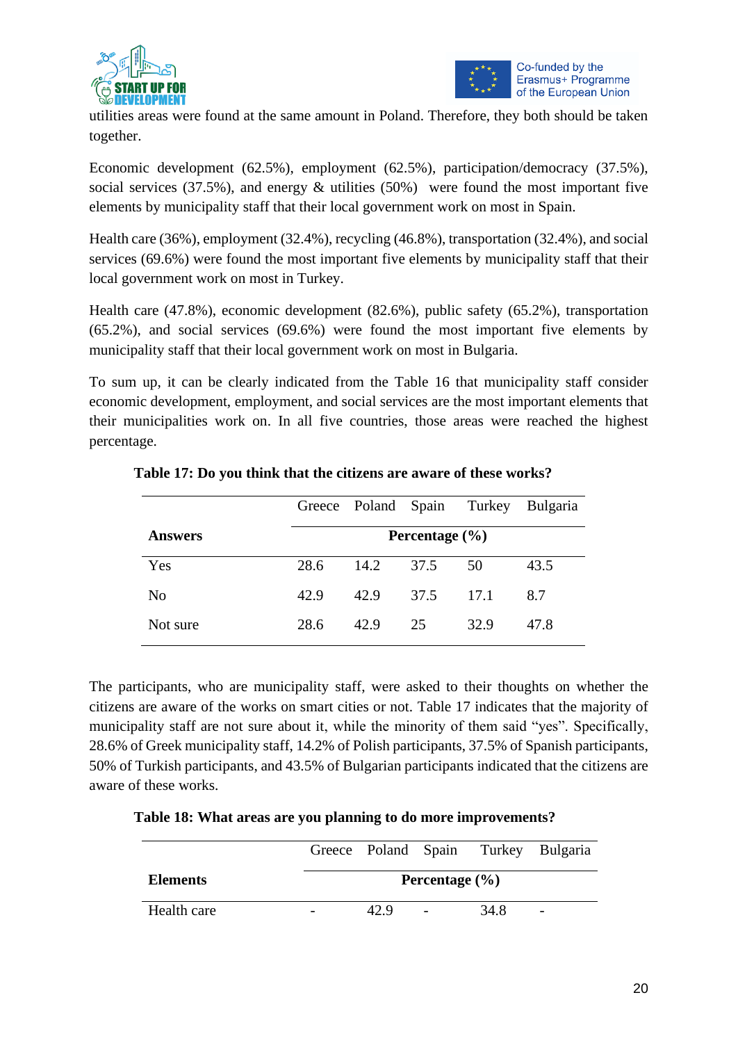utilities areas were found at the same amount in Poland. Therefore, they both should be taken together.

Economic development (62.5%), employment (62.5%), participation/democracy (37.5%), social services (37.5%), and energy & utilities (50%) were found the most important five elements by municipality staff that their local government work on most in Spain.

Health care (36%), employment (32.4%), recycling (46.8%), transportation (32.4%), and social services (69.6%) were found the most important five elements by municipality staff that their local government work on most in Turkey.

Health care (47.8%), economic development (82.6%), public safety (65.2%), transportation (65.2%), and social services (69.6%) were found the most important five elements by municipality staff that their local government work on most in Bulgaria.

To sum up, it can be clearly indicated from the Table 16 that municipality staff consider economic development, employment, and social services are the most important elements that their municipalities work on. In all five countries, those areas were reached the highest percentage.

**Table 17: Do you think that the citizens are aware of these works?**

| | Greece | Poland | Spain | Turkey | Bulgaria |
|---|---|---|---|---|---|
| **Answers** | **Percentage (%)** | | | | |
| Yes | 28.6 | 14.2 | 37.5 | 50 | 43.5 |
| No | 42.9 | 42.9 | 37.5 | 17.1 | 8.7 |
| Not sure | 28.6 | 42.9 | 25 | 32.9 | 47.8 |

The participants, who are municipality staff, were asked to their thoughts on whether the citizens are aware of the works on smart cities or not. Table 17 indicates that the majority of municipality staff are not sure about it, while the minority of them said "yes". Specifically, 28.6% of Greek municipality staff, 14.2% of Polish participants, 37.5% of Spanish participants, 50% of Turkish participants, and 43.5% of Bulgarian participants indicated that the citizens are aware of these works.

**Table 18: What areas are you planning to do more improvements?**

| | Greece | Poland | Spain | Turkey | Bulgaria |
|---|---|---|---|---|---|
| **Elements** | **Percentage (%)** | | | | |
| Health care | - | 42.9 | - | 34.8 | - |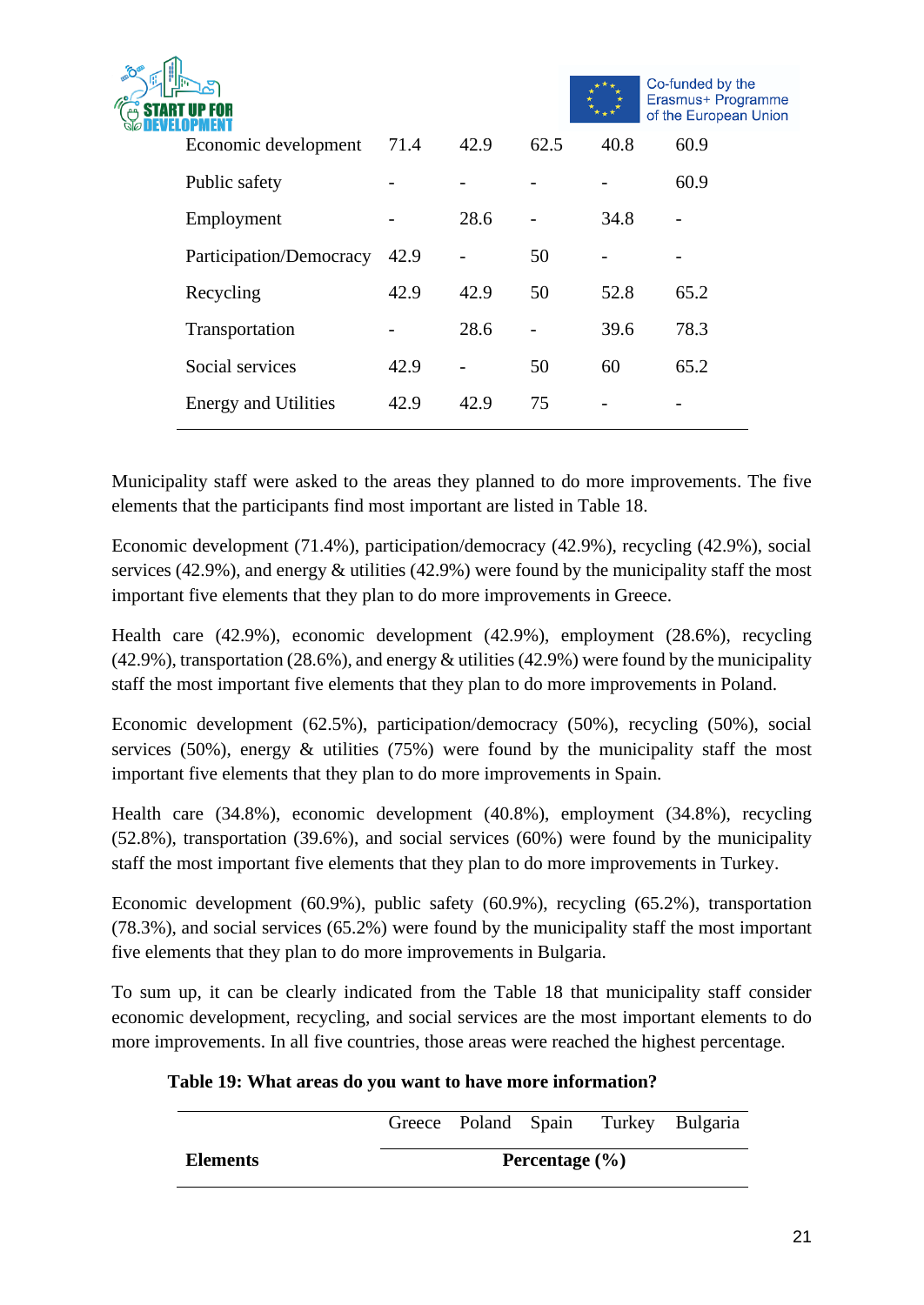| Economic development | 71.4 | 42.9 | 62.5 | 40.8 | 60.9 |
|---|---|---|---|---|---|
| Public safety | - | - | - | - | 60.9 |
| Employment | - | 28.6 | - | 34.8 | - |
| Participation/Democracy | 42.9 | - | 50 | - | - |
| Recycling | 42.9 | 42.9 | 50 | 52.8 | 65.2 |
| Transportation | - | 28.6 | - | 39.6 | 78.3 |
| Social services | 42.9 | - | 50 | 60 | 65.2 |
| Energy and Utilities | 42.9 | 42.9 | 75 | - | - |

Municipality staff were asked to the areas they planned to do more improvements. The five elements that the participants find most important are listed in Table 18.

Economic development (71.4%), participation/democracy (42.9%), recycling (42.9%), social services (42.9%), and energy & utilities (42.9%) were found by the municipality staff the most important five elements that they plan to do more improvements in Greece.

Health care (42.9%), economic development (42.9%), employment (28.6%), recycling (42.9%), transportation (28.6%), and energy & utilities (42.9%) were found by the municipality staff the most important five elements that they plan to do more improvements in Poland.

Economic development (62.5%), participation/democracy (50%), recycling (50%), social services (50%), energy & utilities (75%) were found by the municipality staff the most important five elements that they plan to do more improvements in Spain.

Health care (34.8%), economic development (40.8%), employment (34.8%), recycling (52.8%), transportation (39.6%), and social services (60%) were found by the municipality staff the most important five elements that they plan to do more improvements in Turkey.

Economic development (60.9%), public safety (60.9%), recycling (65.2%), transportation (78.3%), and social services (65.2%) were found by the municipality staff the most important five elements that they plan to do more improvements in Bulgaria.

To sum up, it can be clearly indicated from the Table 18 that municipality staff consider economic development, recycling, and social services are the most important elements to do more improvements. In all five countries, those areas were reached the highest percentage.

**Table 19: What areas do you want to have more information?**

| | Greece | Poland | Spain | Turkey | Bulgaria |
|---|---|---|---|---|---|
| **Elements** | **Percentage (%)** | | | | |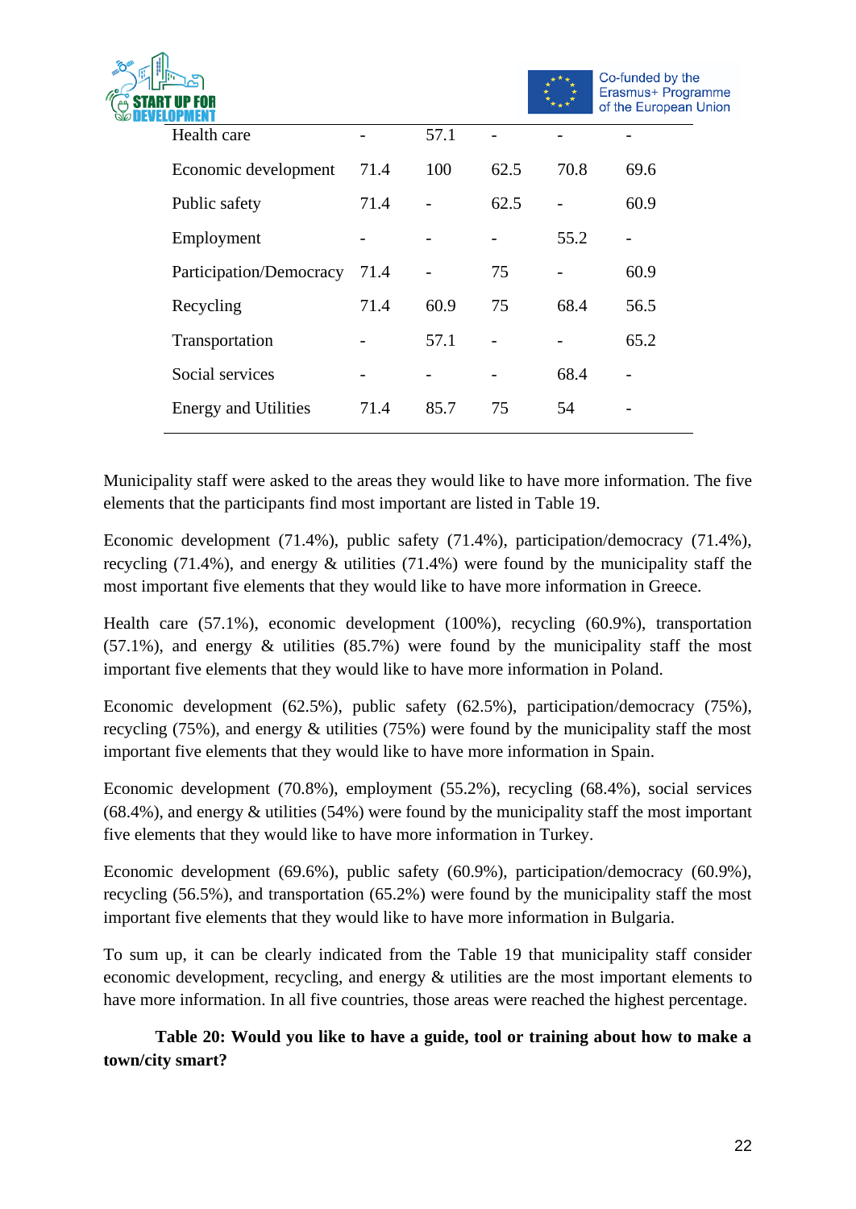| | | | | | |
|---|---|---|---|---|---|
| Health care | - | 57.1 | - | - | - |
| Economic development | 71.4 | 100 | 62.5 | 70.8 | 69.6 |
| Public safety | 71.4 | - | 62.5 | - | 60.9 |
| Employment | - | - | - | 55.2 | - |
| Participation/Democracy | 71.4 | - | 75 | - | 60.9 |
| Recycling | 71.4 | 60.9 | 75 | 68.4 | 56.5 |
| Transportation | - | 57.1 | - | - | 65.2 |
| Social services | - | - | - | 68.4 | - |
| Energy and Utilities | 71.4 | 85.7 | 75 | 54 | - |

Municipality staff were asked to the areas they would like to have more information. The five elements that the participants find most important are listed in Table 19.

Economic development (71.4%), public safety (71.4%), participation/democracy (71.4%), recycling (71.4%), and energy & utilities (71.4%) were found by the municipality staff the most important five elements that they would like to have more information in Greece.

Health care (57.1%), economic development (100%), recycling (60.9%), transportation (57.1%), and energy & utilities (85.7%) were found by the municipality staff the most important five elements that they would like to have more information in Poland.

Economic development (62.5%), public safety (62.5%), participation/democracy (75%), recycling (75%), and energy & utilities (75%) were found by the municipality staff the most important five elements that they would like to have more information in Spain.

Economic development (70.8%), employment (55.2%), recycling (68.4%), social services (68.4%), and energy & utilities (54%) were found by the municipality staff the most important five elements that they would like to have more information in Turkey.

Economic development (69.6%), public safety (60.9%), participation/democracy (60.9%), recycling (56.5%), and transportation (65.2%) were found by the municipality staff the most important five elements that they would like to have more information in Bulgaria.

To sum up, it can be clearly indicated from the Table 19 that municipality staff consider economic development, recycling, and energy & utilities are the most important elements to have more information. In all five countries, those areas were reached the highest percentage.

**Table 20: Would you like to have a guide, tool or training about how to make a town/city smart?**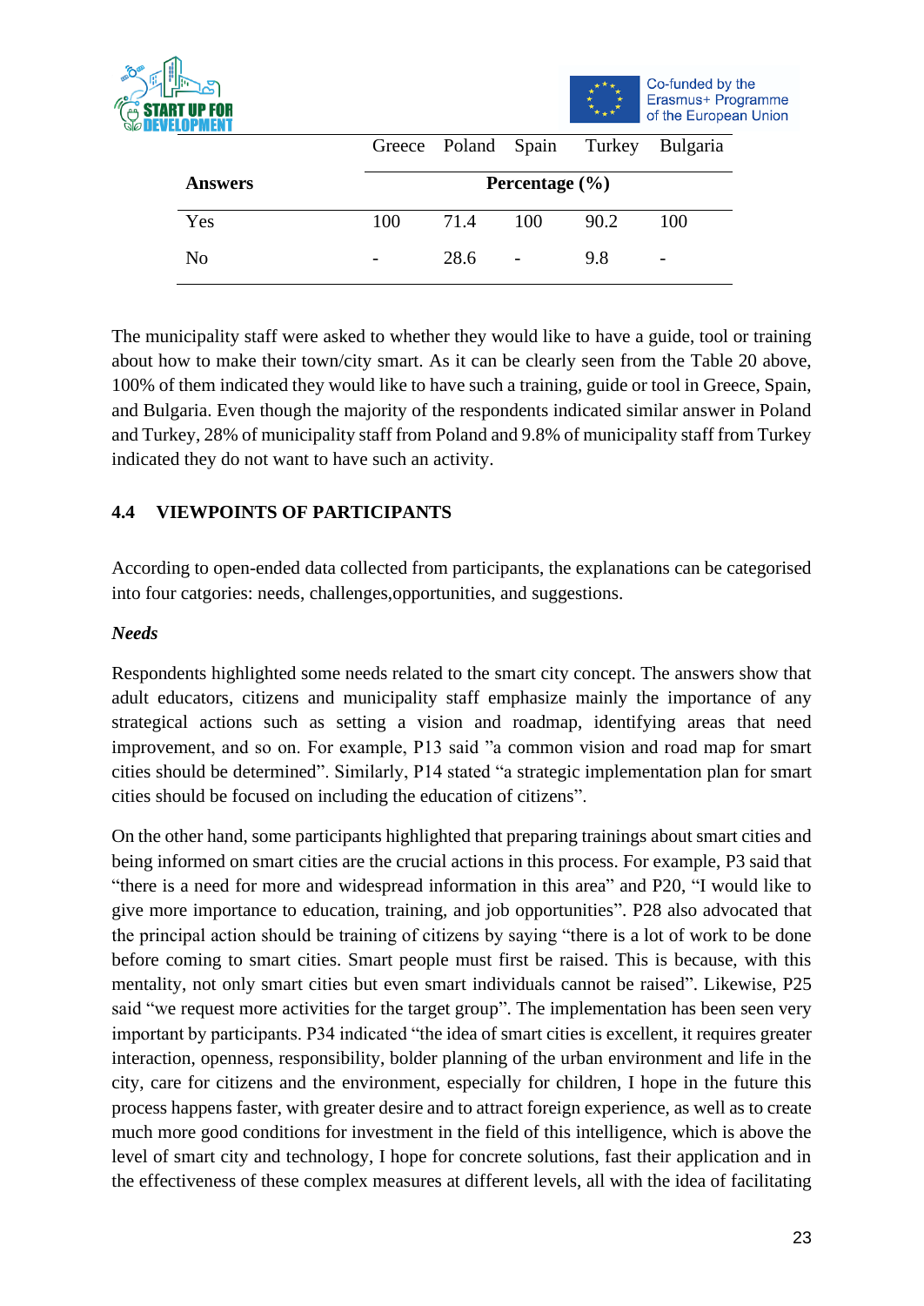| | Greece | Poland | Spain | Turkey | Bulgaria |
|---|---|---|---|---|---|
| **Answers** | **Percentage (%)** | | | | |
| Yes | 100 | 71.4 | 100 | 90.2 | 100 |
| No | - | 28.6 | - | 9.8 | - |

The municipality staff were asked to whether they would like to have a guide, tool or training about how to make their town/city smart. As it can be clearly seen from the Table 20 above, 100% of them indicated they would like to have such a training, guide or tool in Greece, Spain, and Bulgaria. Even though the majority of the respondents indicated similar answer in Poland and Turkey, 28% of municipality staff from Poland and 9.8% of municipality staff from Turkey indicated they do not want to have such an activity.

## 4.4 VIEWPOINTS OF PARTICIPANTS

According to open-ended data collected from participants, the explanations can be categorised into four catgories: needs, challenges,opportunities, and suggestions.

***Needs***

Respondents highlighted some needs related to the smart city concept. The answers show that adult educators, citizens and municipality staff emphasize mainly the importance of any strategical actions such as setting a vision and roadmap, identifying areas that need improvement, and so on. For example, P13 said "a common vision and road map for smart cities should be determined". Similarly, P14 stated "a strategic implementation plan for smart cities should be focused on including the education of citizens".

On the other hand, some participants highlighted that preparing trainings about smart cities and being informed on smart cities are the crucial actions in this process. For example, P3 said that "there is a need for more and widespread information in this area" and P20, "I would like to give more importance to education, training, and job opportunities". P28 also advocated that the principal action should be training of citizens by saying "there is a lot of work to be done before coming to smart cities. Smart people must first be raised. This is because, with this mentality, not only smart cities but even smart individuals cannot be raised". Likewise, P25 said "we request more activities for the target group". The implementation has been seen very important by participants. P34 indicated "the idea of smart cities is excellent, it requires greater interaction, openness, responsibility, bolder planning of the urban environment and life in the city, care for citizens and the environment, especially for children, I hope in the future this process happens faster, with greater desire and to attract foreign experience, as well as to create much more good conditions for investment in the field of this intelligence, which is above the level of smart city and technology, I hope for concrete solutions, fast their application and in the effectiveness of these complex measures at different levels, all with the idea of facilitating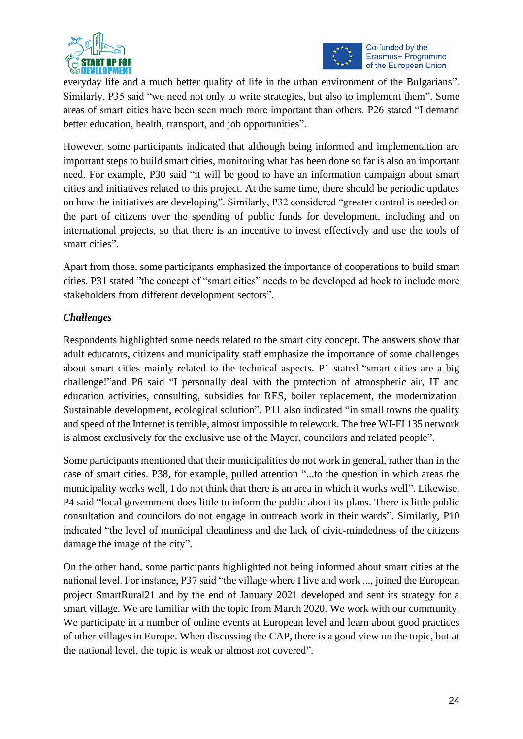everyday life and a much better quality of life in the urban environment of the Bulgarians". Similarly, P35 said "we need not only to write strategies, but also to implement them". Some areas of smart cities have been seen much more important than others. P26 stated "I demand better education, health, transport, and job opportunities".

However, some participants indicated that although being informed and implementation are important steps to build smart cities, monitoring what has been done so far is also an important need. For example, P30 said "it will be good to have an information campaign about smart cities and initiatives related to this project. At the same time, there should be periodic updates on how the initiatives are developing". Similarly, P32 considered "greater control is needed on the part of citizens over the spending of public funds for development, including and on international projects, so that there is an incentive to invest effectively and use the tools of smart cities".

Apart from those, some participants emphasized the importance of cooperations to build smart cities. P31 stated "the concept of "smart cities" needs to be developed ad hock to include more stakeholders from different development sectors".

***Challenges***

Respondents highlighted some needs related to the smart city concept. The answers show that adult educators, citizens and municipality staff emphasize the importance of some challenges about smart cities mainly related to the technical aspects. P1 stated "smart cities are a big challenge!"and P6 said "I personally deal with the protection of atmospheric air, IT and education activities, consulting, subsidies for RES, boiler replacement, the modernization. Sustainable development, ecological solution". P11 also indicated "in small towns the quality and speed of the Internet is terrible, almost impossible to telework. The free WI-FI 135 network is almost exclusively for the exclusive use of the Mayor, councilors and related people".

Some participants mentioned that their municipalities do not work in general, rather than in the case of smart cities. P38, for example, pulled attention "...to the question in which areas the municipality works well, I do not think that there is an area in which it works well". Likewise, P4 said "local government does little to inform the public about its plans. There is little public consultation and councilors do not engage in outreach work in their wards". Similarly, P10 indicated "the level of municipal cleanliness and the lack of civic-mindedness of the citizens damage the image of the city".

On the other hand, some participants highlighted not being informed about smart cities at the national level. For instance, P37 said "the village where I live and work ..., joined the European project SmartRural21 and by the end of January 2021 developed and sent its strategy for a smart village. We are familiar with the topic from March 2020. We work with our community. We participate in a number of online events at European level and learn about good practices of other villages in Europe. When discussing the CAP, there is a good view on the topic, but at the national level, the topic is weak or almost not covered".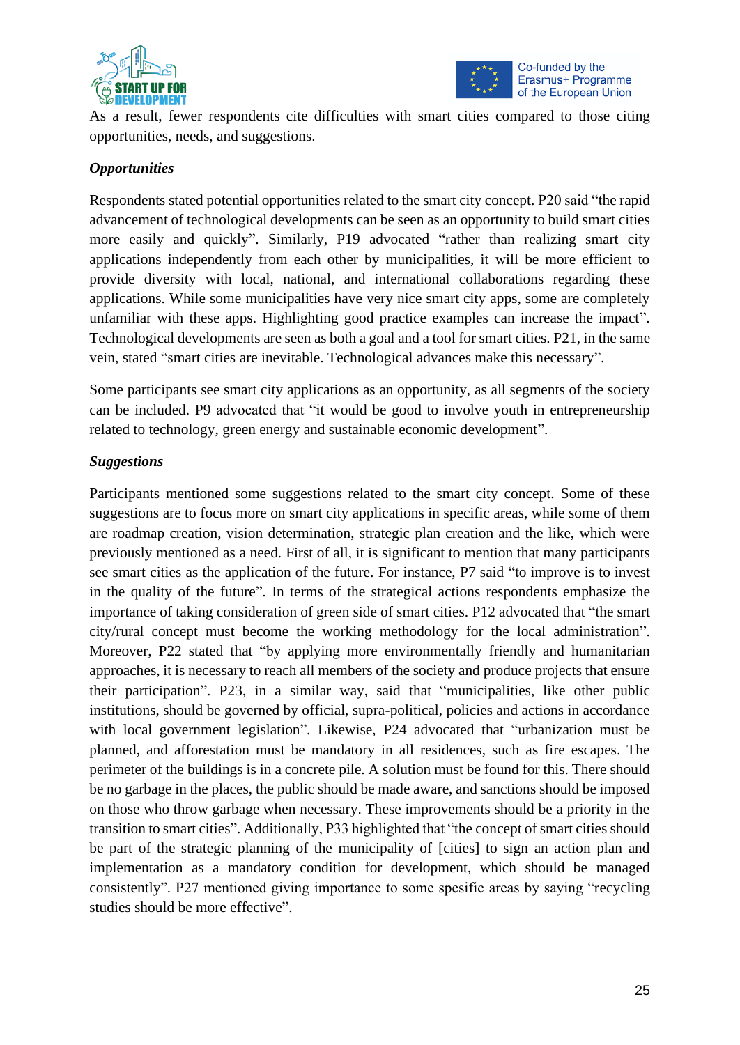As a result, fewer respondents cite difficulties with smart cities compared to those citing opportunities, needs, and suggestions.

***Opportunities***

Respondents stated potential opportunities related to the smart city concept. P20 said "the rapid advancement of technological developments can be seen as an opportunity to build smart cities more easily and quickly". Similarly, P19 advocated "rather than realizing smart city applications independently from each other by municipalities, it will be more efficient to provide diversity with local, national, and international collaborations regarding these applications. While some municipalities have very nice smart city apps, some are completely unfamiliar with these apps. Highlighting good practice examples can increase the impact". Technological developments are seen as both a goal and a tool for smart cities. P21, in the same vein, stated "smart cities are inevitable. Technological advances make this necessary".

Some participants see smart city applications as an opportunity, as all segments of the society can be included. P9 advocated that "it would be good to involve youth in entrepreneurship related to technology, green energy and sustainable economic development".

***Suggestions***

Participants mentioned some suggestions related to the smart city concept. Some of these suggestions are to focus more on smart city applications in specific areas, while some of them are roadmap creation, vision determination, strategic plan creation and the like, which were previously mentioned as a need. First of all, it is significant to mention that many participants see smart cities as the application of the future. For instance, P7 said "to improve is to invest in the quality of the future". In terms of the strategical actions respondents emphasize the importance of taking consideration of green side of smart cities. P12 advocated that "the smart city/rural concept must become the working methodology for the local administration". Moreover, P22 stated that "by applying more environmentally friendly and humanitarian approaches, it is necessary to reach all members of the society and produce projects that ensure their participation". P23, in a similar way, said that "municipalities, like other public institutions, should be governed by official, supra-political, policies and actions in accordance with local government legislation". Likewise, P24 advocated that "urbanization must be planned, and afforestation must be mandatory in all residences, such as fire escapes. The perimeter of the buildings is in a concrete pile. A solution must be found for this. There should be no garbage in the places, the public should be made aware, and sanctions should be imposed on those who throw garbage when necessary. These improvements should be a priority in the transition to smart cities". Additionally, P33 highlighted that "the concept of smart cities should be part of the strategic planning of the municipality of [cities] to sign an action plan and implementation as a mandatory condition for development, which should be managed consistently". P27 mentioned giving importance to some spesific areas by saying "recycling studies should be more effective".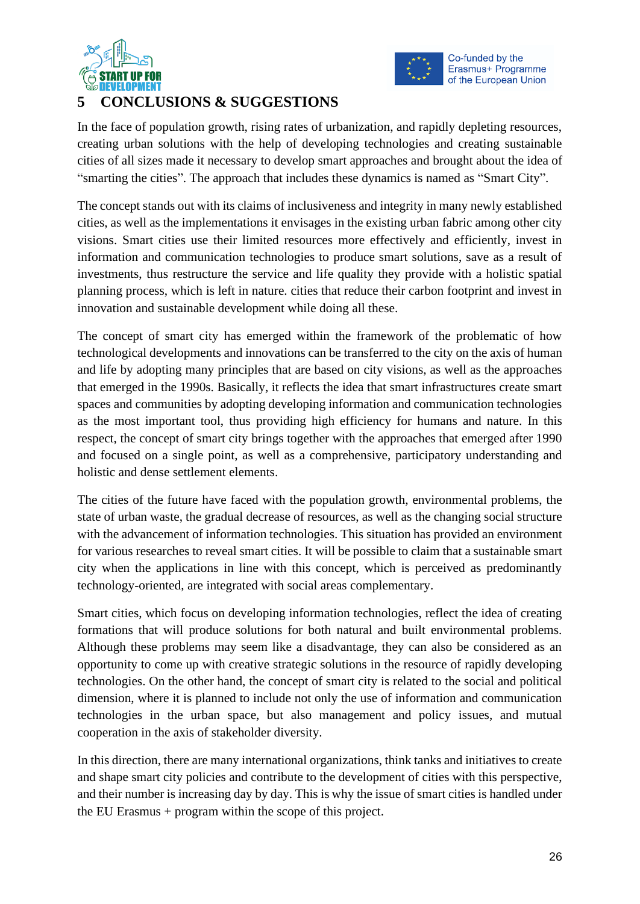# 5 CONCLUSIONS & SUGGESTIONS

In the face of population growth, rising rates of urbanization, and rapidly depleting resources, creating urban solutions with the help of developing technologies and creating sustainable cities of all sizes made it necessary to develop smart approaches and brought about the idea of "smarting the cities". The approach that includes these dynamics is named as "Smart City".

The concept stands out with its claims of inclusiveness and integrity in many newly established cities, as well as the implementations it envisages in the existing urban fabric among other city visions. Smart cities use their limited resources more effectively and efficiently, invest in information and communication technologies to produce smart solutions, save as a result of investments, thus restructure the service and life quality they provide with a holistic spatial planning process, which is left in nature. cities that reduce their carbon footprint and invest in innovation and sustainable development while doing all these.

The concept of smart city has emerged within the framework of the problematic of how technological developments and innovations can be transferred to the city on the axis of human and life by adopting many principles that are based on city visions, as well as the approaches that emerged in the 1990s. Basically, it reflects the idea that smart infrastructures create smart spaces and communities by adopting developing information and communication technologies as the most important tool, thus providing high efficiency for humans and nature. In this respect, the concept of smart city brings together with the approaches that emerged after 1990 and focused on a single point, as well as a comprehensive, participatory understanding and holistic and dense settlement elements.

The cities of the future have faced with the population growth, environmental problems, the state of urban waste, the gradual decrease of resources, as well as the changing social structure with the advancement of information technologies. This situation has provided an environment for various researches to reveal smart cities. It will be possible to claim that a sustainable smart city when the applications in line with this concept, which is perceived as predominantly technology-oriented, are integrated with social areas complementary.

Smart cities, which focus on developing information technologies, reflect the idea of creating formations that will produce solutions for both natural and built environmental problems. Although these problems may seem like a disadvantage, they can also be considered as an opportunity to come up with creative strategic solutions in the resource of rapidly developing technologies. On the other hand, the concept of smart city is related to the social and political dimension, where it is planned to include not only the use of information and communication technologies in the urban space, but also management and policy issues, and mutual cooperation in the axis of stakeholder diversity.

In this direction, there are many international organizations, think tanks and initiatives to create and shape smart city policies and contribute to the development of cities with this perspective, and their number is increasing day by day. This is why the issue of smart cities is handled under the EU Erasmus + program within the scope of this project.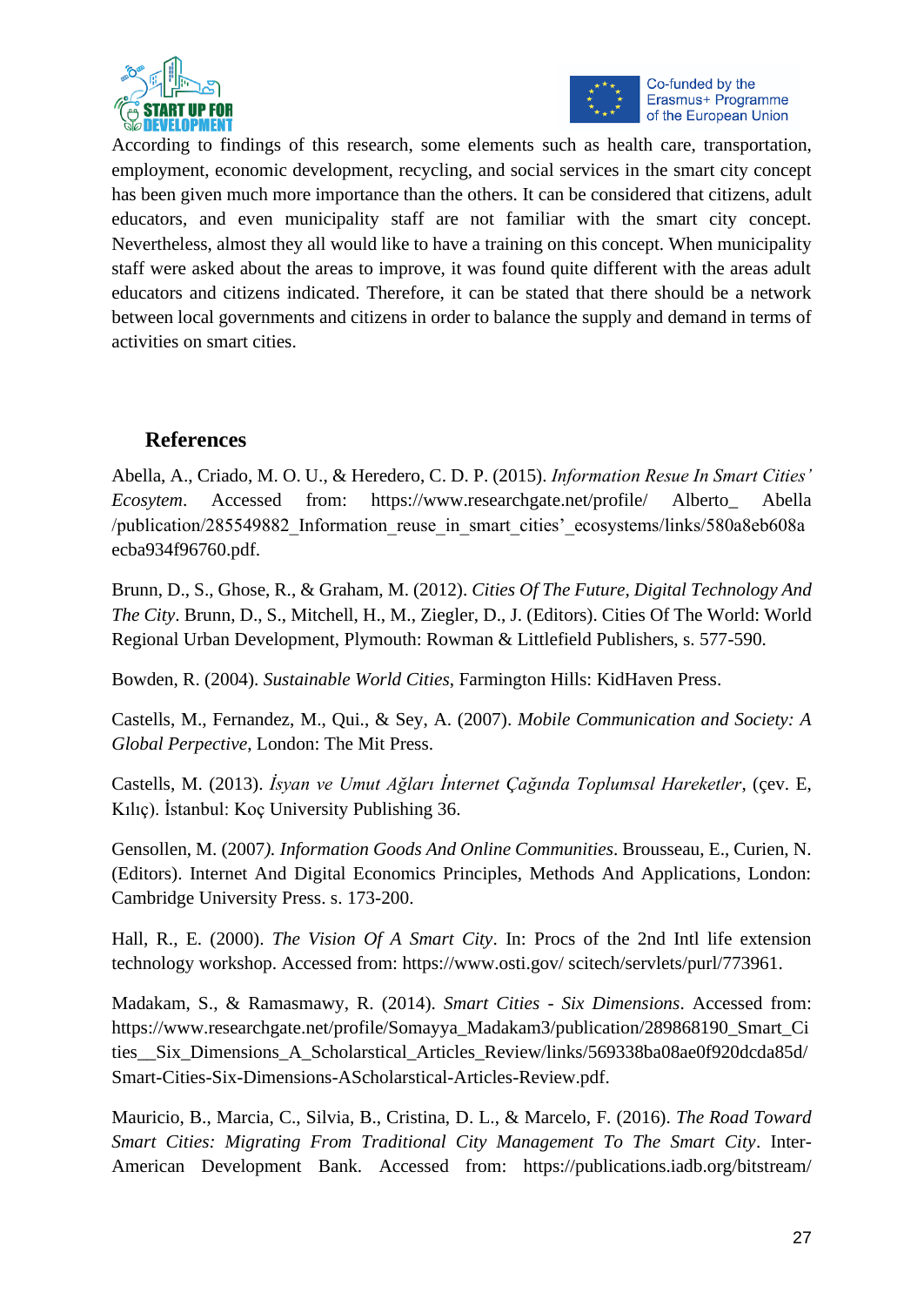According to findings of this research, some elements such as health care, transportation, employment, economic development, recycling, and social services in the smart city concept has been given much more importance than the others. It can be considered that citizens, adult educators, and even municipality staff are not familiar with the smart city concept. Nevertheless, almost they all would like to have a training on this concept. When municipality staff were asked about the areas to improve, it was found quite different with the areas adult educators and citizens indicated. Therefore, it can be stated that there should be a network between local governments and citizens in order to balance the supply and demand in terms of activities on smart cities.

## References

Abella, A., Criado, M. O. U., & Heredero, C. D. P. (2015). *Information Resue In Smart Cities' Ecosytem*. Accessed from: https://www.researchgate.net/profile/ Alberto_ Abella /publication/285549882_Information_reuse_in_smart_cities'_ecosystems/links/580a8eb608a ecba934f96760.pdf.

Brunn, D., S., Ghose, R., & Graham, M. (2012). *Cities Of The Future, Digital Technology And The City*. Brunn, D., S., Mitchell, H., M., Ziegler, D., J. (Editors). Cities Of The World: World Regional Urban Development, Plymouth: Rowman & Littlefield Publishers, s. 577-590.

Bowden, R. (2004). *Sustainable World Cities*, Farmington Hills: KidHaven Press.

Castells, M., Fernandez, M., Qui., & Sey, A. (2007). *Mobile Communication and Society: A Global Perpective*, London: The Mit Press.

Castells, M. (2013). *İsyan ve Umut Ağları İnternet Çağında Toplumsal Hareketler*, (çev. E, Kılıç). İstanbul: Koç University Publishing 36.

Gensollen, M. (2007*). Information Goods And Online Communities*. Brousseau, E., Curien, N. (Editors). Internet And Digital Economics Principles, Methods And Applications, London: Cambridge University Press. s. 173-200.

Hall, R., E. (2000). *The Vision Of A Smart City*. In: Procs of the 2nd Intl life extension technology workshop. Accessed from: https://www.osti.gov/ scitech/servlets/purl/773961.

Madakam, S., & Ramasmawy, R. (2014). *Smart Cities - Six Dimensions*. Accessed from: https://www.researchgate.net/profile/Somayya_Madakam3/publication/289868190_Smart_Cities__Six_Dimensions_A_Scholarstical_Articles_Review/links/569338ba08ae0f920dcda85d/Smart-Cities-Six-Dimensions-AScholarstical-Articles-Review.pdf.

Mauricio, B., Marcia, C., Silvia, B., Cristina, D. L., & Marcelo, F. (2016). *The Road Toward Smart Cities: Migrating From Traditional City Management To The Smart City*. Inter-American Development Bank. Accessed from: https://publications.iadb.org/bitstream/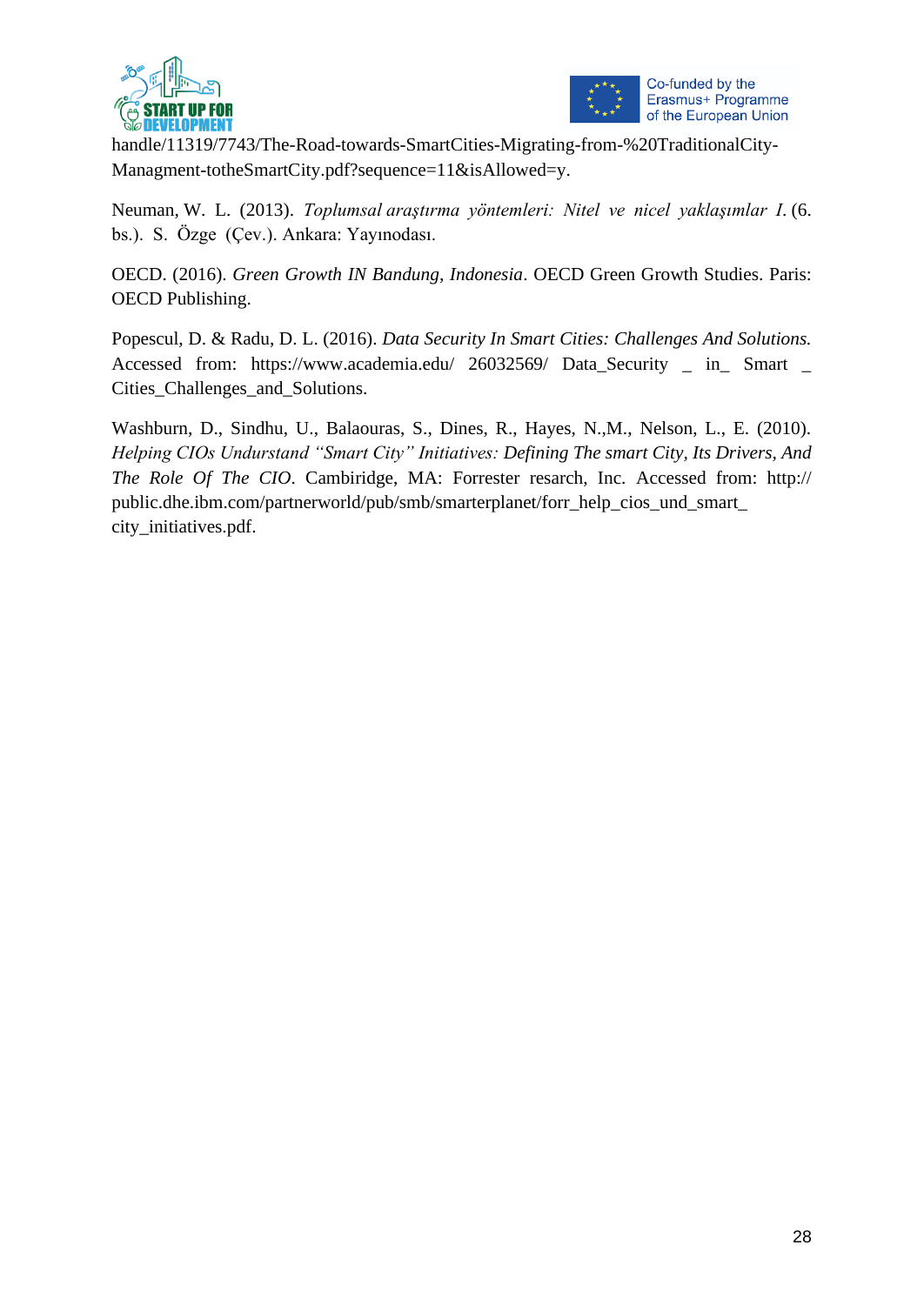handle/11319/7743/The-Road-towards-SmartCities-Migrating-from-%20TraditionalCity-Managment-totheSmartCity.pdf?sequence=11&isAllowed=y.

Neuman, W. L. (2013). *Toplumsal araştırma yöntemleri: Nitel ve nicel yaklaşımlar I*. (6. bs.). S. Özge (Çev.). Ankara: Yayınodası.

OECD. (2016). *Green Growth IN Bandung, Indonesia*. OECD Green Growth Studies. Paris: OECD Publishing.

Popescul, D. & Radu, D. L. (2016). *Data Security In Smart Cities: Challenges And Solutions.* Accessed from: https://www.academia.edu/ 26032569/ Data_Security _ in_ Smart _ Cities_Challenges_and_Solutions.

Washburn, D., Sindhu, U., Balaouras, S., Dines, R., Hayes, N.,M., Nelson, L., E. (2010). *Helping CIOs Undurstand "Smart City" Initiatives: Defining The smart City, Its Drivers, And The Role Of The CIO*. Cambiridge, MA: Forrester resarch, Inc. Accessed from: http:// public.dhe.ibm.com/partnerworld/pub/smb/smarterplanet/forr_help_cios_und_smart_ city_initiatives.pdf.